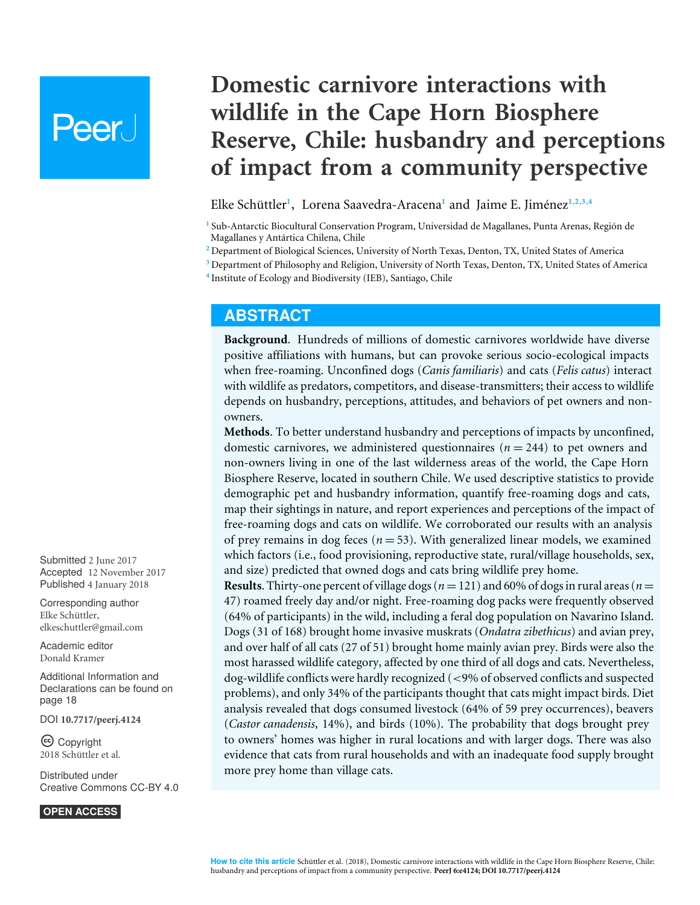# Domestic carnivore interactions with wildlife in the Cape Horn Biosphere Reserve, Chile: husbandry and perceptions of impact from a community perspective

Elke Schüttler[1], Lorena Saavedra-Aracena[1] and Jaime E. Jiménez[1,2,3,4]

[1] Sub-Antarctic Biocultural Conservation Program, Universidad de Magallanes, Punta Arenas, Región de Magallanes y Antártica Chilena, Chile
[2] Department of Biological Sciences, University of North Texas, Denton, TX, United States of America
[3] Department of Philosophy and Religion, University of North Texas, Denton, TX, United States of America
[4] Institute of Ecology and Biodiversity (IEB), Santiago, Chile

## ABSTRACT

**Background**. Hundreds of millions of domestic carnivores worldwide have diverse positive affiliations with humans, but can provoke serious socio-ecological impacts when free-roaming. Unconfined dogs (*Canis familiaris*) and cats (*Felis catus*) interact with wildlife as predators, competitors, and disease-transmitters; their access to wildlife depends on husbandry, perceptions, attitudes, and behaviors of pet owners and non-owners.

**Methods**. To better understand husbandry and perceptions of impacts by unconfined, domestic carnivores, we administered questionnaires ($n = 244$) to pet owners and non-owners living in one of the last wilderness areas of the world, the Cape Horn Biosphere Reserve, located in southern Chile. We used descriptive statistics to provide demographic pet and husbandry information, quantify free-roaming dogs and cats, map their sightings in nature, and report experiences and perceptions of the impact of free-roaming dogs and cats on wildlife. We corroborated our results with an analysis of prey remains in dog feces ($n = 53$). With generalized linear models, we examined which factors (i.e., food provisioning, reproductive state, rural/village households, sex, and size) predicted that owned dogs and cats bring wildlife prey home.

**Results**. Thirty-one percent of village dogs ($n = 121$) and 60% of dogs in rural areas ($n = 47$) roamed freely day and/or night. Free-roaming dog packs were frequently observed (64% of participants) in the wild, including a feral dog population on Navarino Island. Dogs (31 of 168) brought home invasive muskrats (*Ondatra zibethicus*) and avian prey, and over half of all cats (27 of 51) brought home mainly avian prey. Birds were also the most harassed wildlife category, affected by one third of all dogs and cats. Nevertheless, dog-wildlife conflicts were hardly recognized (<9% of observed conflicts and suspected problems), and only 34% of the participants thought that cats might impact birds. Diet analysis revealed that dogs consumed livestock (64% of 59 prey occurrences), beavers (*Castor canadensis*, 14%), and birds (10%). The probability that dogs brought prey to owners' homes was higher in rural locations and with larger dogs. There was also evidence that cats from rural households and with an inadequate food supply brought more prey home than village cats.

Submitted 2 June 2017
Accepted 12 November 2017
Published 4 January 2018

Corresponding author
Elke Schüttler, elkeschuttler@gmail.com

Academic editor
Donald Kramer

Additional Information and Declarations can be found on page 18

DOI 10.7717/peerj.4124

Copyright
2018 Schüttler et al.

Distributed under
Creative Commons CC-BY 4.0

OPEN ACCESS

**How to cite this article** Schüttler et al. (2018), Domestic carnivore interactions with wildlife in the Cape Horn Biosphere Reserve, Chile: husbandry and perceptions of impact from a community perspective. **PeerJ 6:e4124; DOI 10.7717/peerj.4124**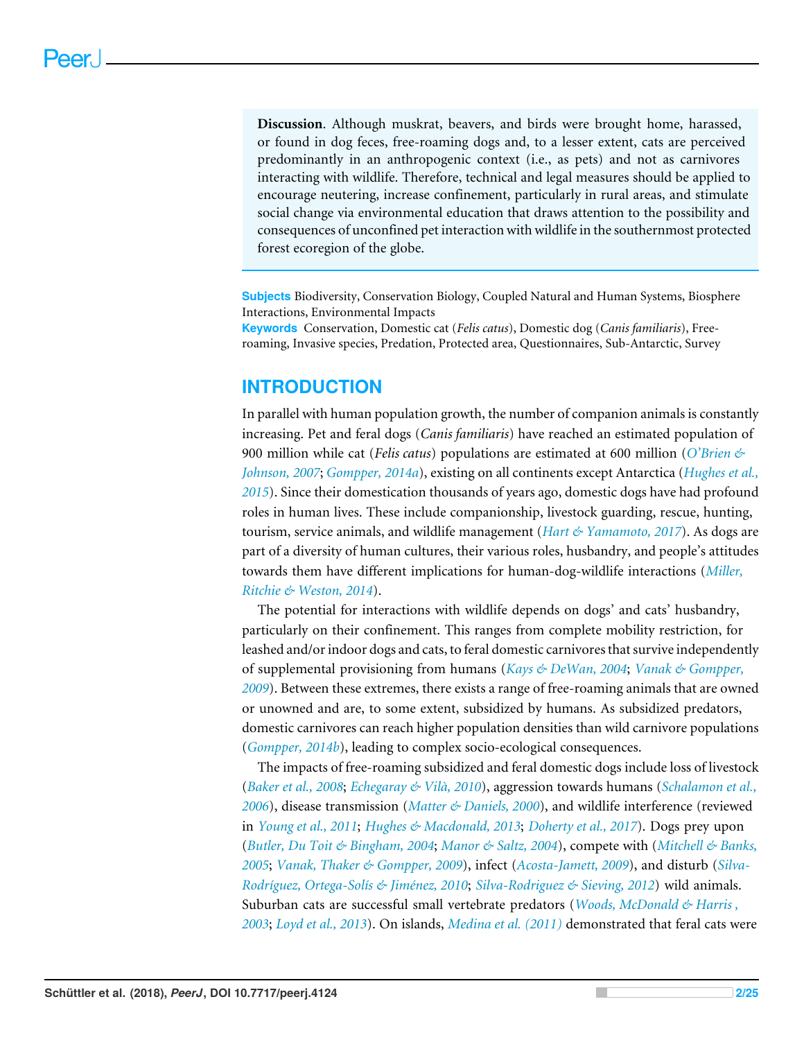**Discussion**. Although muskrat, beavers, and birds were brought home, harassed, or found in dog feces, free-roaming dogs and, to a lesser extent, cats are perceived predominantly in an anthropogenic context (i.e., as pets) and not as carnivores interacting with wildlife. Therefore, technical and legal measures should be applied to encourage neutering, increase confinement, particularly in rural areas, and stimulate social change via environmental education that draws attention to the possibility and consequences of unconfined pet interaction with wildlife in the southernmost protected forest ecoregion of the globe.

**Subjects** Biodiversity, Conservation Biology, Coupled Natural and Human Systems, Biosphere Interactions, Environmental Impacts

**Keywords** Conservation, Domestic cat (*Felis catus*), Domestic dog (*Canis familiaris*), Free-roaming, Invasive species, Predation, Protected area, Questionnaires, Sub-Antarctic, Survey

## INTRODUCTION

In parallel with human population growth, the number of companion animals is constantly increasing. Pet and feral dogs (*Canis familiaris*) have reached an estimated population of 900 million while cat (*Felis catus*) populations are estimated at 600 million (O'Brien & Johnson, 2007; Gompper, 2014a), existing on all continents except Antarctica (Hughes et al., 2015). Since their domestication thousands of years ago, domestic dogs have had profound roles in human lives. These include companionship, livestock guarding, rescue, hunting, tourism, service animals, and wildlife management (Hart & Yamamoto, 2017). As dogs are part of a diversity of human cultures, their various roles, husbandry, and people's attitudes towards them have different implications for human-dog-wildlife interactions (Miller, Ritchie & Weston, 2014).

The potential for interactions with wildlife depends on dogs' and cats' husbandry, particularly on their confinement. This ranges from complete mobility restriction, for leashed and/or indoor dogs and cats, to feral domestic carnivores that survive independently of supplemental provisioning from humans (Kays & DeWan, 2004; Vanak & Gompper, 2009). Between these extremes, there exists a range of free-roaming animals that are owned or unowned and are, to some extent, subsidized by humans. As subsidized predators, domestic carnivores can reach higher population densities than wild carnivore populations (Gompper, 2014b), leading to complex socio-ecological consequences.

The impacts of free-roaming subsidized and feral domestic dogs include loss of livestock (Baker et al., 2008; Echegaray & Vilà, 2010), aggression towards humans (Schalamon et al., 2006), disease transmission (Matter & Daniels, 2000), and wildlife interference (reviewed in Young et al., 2011; Hughes & Macdonald, 2013; Doherty et al., 2017). Dogs prey upon (Butler, Du Toit & Bingham, 2004; Manor & Saltz, 2004), compete with (Mitchell & Banks, 2005; Vanak, Thaker & Gompper, 2009), infect (Acosta-Jamett, 2009), and disturb (Silva-Rodríguez, Ortega-Solís & Jiménez, 2010; Silva-Rodriguez & Sieving, 2012) wild animals. Suburban cats are successful small vertebrate predators (Woods, McDonald & Harris , 2003; Loyd et al., 2013). On islands, Medina et al. (2011) demonstrated that feral cats were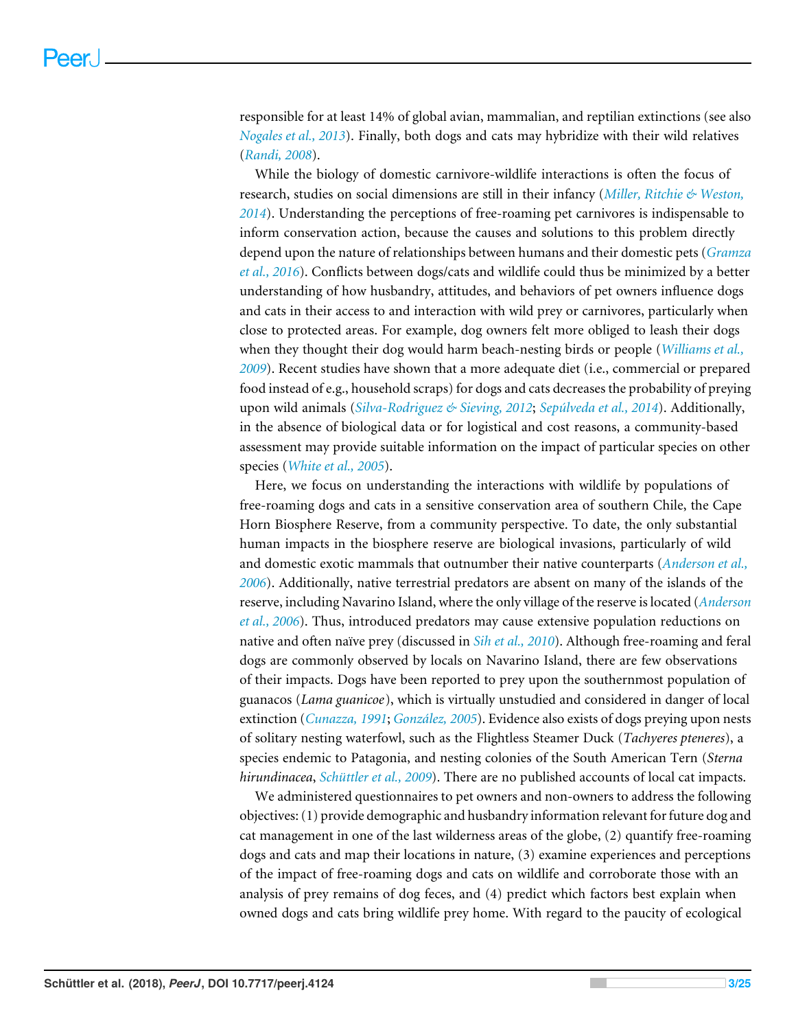responsible for at least 14% of global avian, mammalian, and reptilian extinctions (see also *Nogales et al., 2013*). Finally, both dogs and cats may hybridize with their wild relatives (*Randi, 2008*).

While the biology of domestic carnivore-wildlife interactions is often the focus of research, studies on social dimensions are still in their infancy (*Miller, Ritchie & Weston, 2014*). Understanding the perceptions of free-roaming pet carnivores is indispensable to inform conservation action, because the causes and solutions to this problem directly depend upon the nature of relationships between humans and their domestic pets (*Gramza et al., 2016*). Conflicts between dogs/cats and wildlife could thus be minimized by a better understanding of how husbandry, attitudes, and behaviors of pet owners influence dogs and cats in their access to and interaction with wild prey or carnivores, particularly when close to protected areas. For example, dog owners felt more obliged to leash their dogs when they thought their dog would harm beach-nesting birds or people (*Williams et al., 2009*). Recent studies have shown that a more adequate diet (i.e., commercial or prepared food instead of e.g., household scraps) for dogs and cats decreases the probability of preying upon wild animals (*Silva-Rodriguez & Sieving, 2012*; *Sepúlveda et al., 2014*). Additionally, in the absence of biological data or for logistical and cost reasons, a community-based assessment may provide suitable information on the impact of particular species on other species (*White et al., 2005*).

Here, we focus on understanding the interactions with wildlife by populations of free-roaming dogs and cats in a sensitive conservation area of southern Chile, the Cape Horn Biosphere Reserve, from a community perspective. To date, the only substantial human impacts in the biosphere reserve are biological invasions, particularly of wild and domestic exotic mammals that outnumber their native counterparts (*Anderson et al., 2006*). Additionally, native terrestrial predators are absent on many of the islands of the reserve, including Navarino Island, where the only village of the reserve is located (*Anderson et al., 2006*). Thus, introduced predators may cause extensive population reductions on native and often naïve prey (discussed in *Sih et al., 2010*). Although free-roaming and feral dogs are commonly observed by locals on Navarino Island, there are few observations of their impacts. Dogs have been reported to prey upon the southernmost population of guanacos (*Lama guanicoe*), which is virtually unstudied and considered in danger of local extinction (*Cunazza, 1991*; *González, 2005*). Evidence also exists of dogs preying upon nests of solitary nesting waterfowl, such as the Flightless Steamer Duck (*Tachyeres pteneres*), a species endemic to Patagonia, and nesting colonies of the South American Tern (*Sterna hirundinacea*, *Schüttler et al., 2009*). There are no published accounts of local cat impacts.

We administered questionnaires to pet owners and non-owners to address the following objectives: (1) provide demographic and husbandry information relevant for future dog and cat management in one of the last wilderness areas of the globe, (2) quantify free-roaming dogs and cats and map their locations in nature, (3) examine experiences and perceptions of the impact of free-roaming dogs and cats on wildlife and corroborate those with an analysis of prey remains of dog feces, and (4) predict which factors best explain when owned dogs and cats bring wildlife prey home. With regard to the paucity of ecological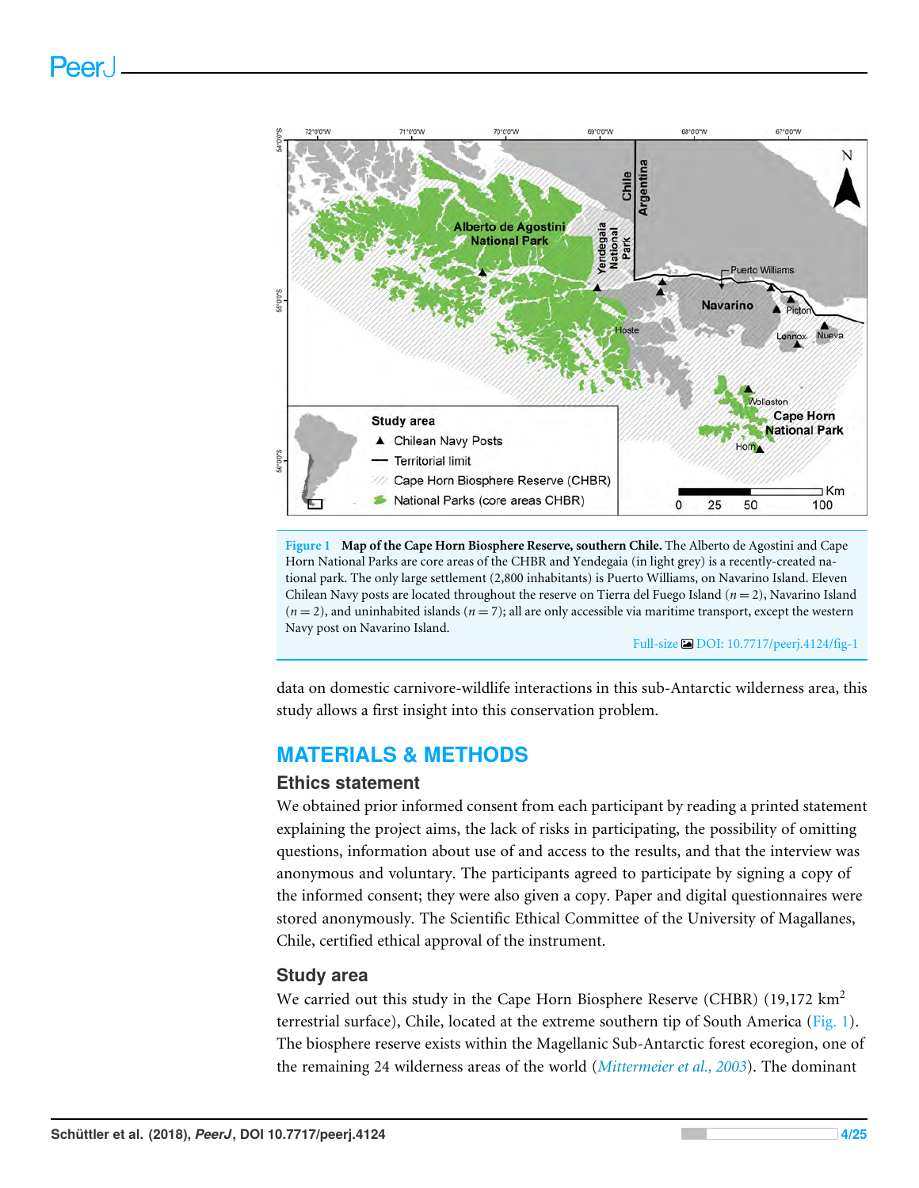**Figure 1 Map of the Cape Horn Biosphere Reserve, southern Chile.** The Alberto de Agostini and Cape Horn National Parks are core areas of the CHBR and Yendegaia (in light grey) is a recently-created national park. The only large settlement (2,800 inhabitants) is Puerto Williams, on Navarino Island. Eleven Chilean Navy posts are located throughout the reserve on Tierra del Fuego Island ($n = 2$), Navarino Island ($n = 2$), and uninhabited islands ($n = 7$); all are only accessible via maritime transport, except the western Navy post on Navarino Island.

Full-size DOI: 10.7717/peerj.4124/fig-1

data on domestic carnivore-wildlife interactions in this sub-Antarctic wilderness area, this study allows a first insight into this conservation problem.

## MATERIALS & METHODS

### Ethics statement

We obtained prior informed consent from each participant by reading a printed statement explaining the project aims, the lack of risks in participating, the possibility of omitting questions, information about use of and access to the results, and that the interview was anonymous and voluntary. The participants agreed to participate by signing a copy of the informed consent; they were also given a copy. Paper and digital questionnaires were stored anonymously. The Scientific Ethical Committee of the University of Magallanes, Chile, certified ethical approval of the instrument.

### Study area

We carried out this study in the Cape Horn Biosphere Reserve (CHBR) (19,172 $km^2$ terrestrial surface), Chile, located at the extreme southern tip of South America (Fig. 1). The biosphere reserve exists within the Magellanic Sub-Antarctic forest ecoregion, one of the remaining 24 wilderness areas of the world (*Mittermeier et al., 2003*). The dominant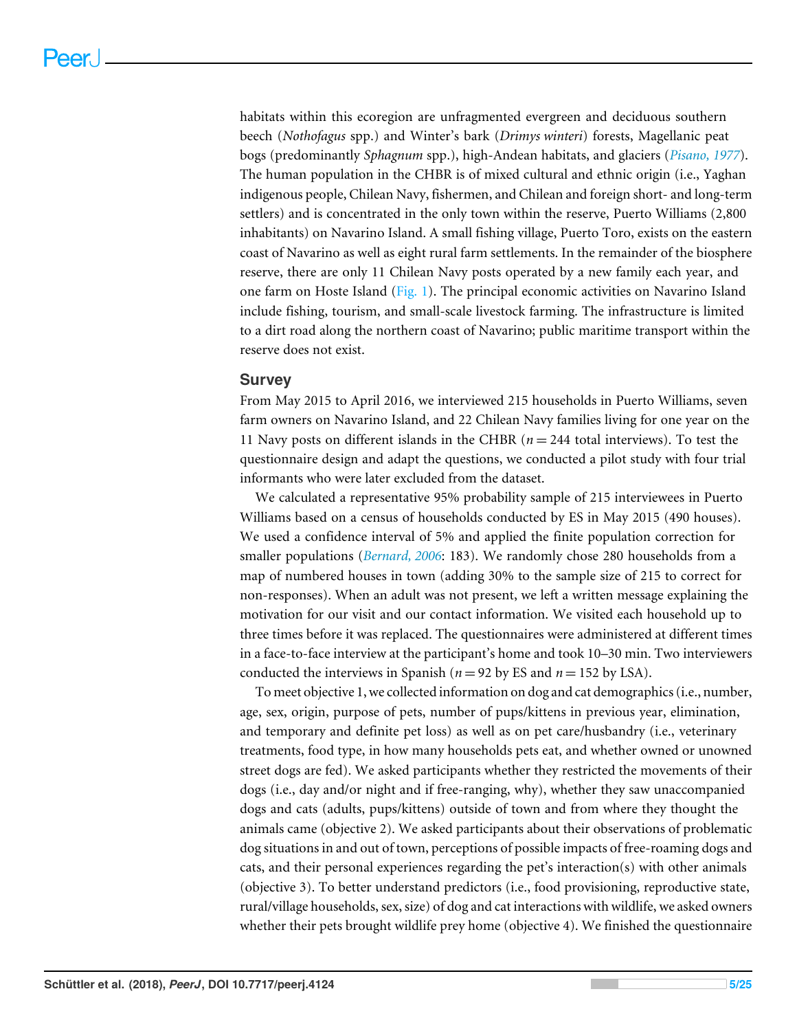habitats within this ecoregion are unfragmented evergreen and deciduous southern beech (*Nothofagus* spp.) and Winter's bark (*Drimys winteri*) forests, Magellanic peat bogs (predominantly *Sphagnum* spp.), high-Andean habitats, and glaciers (*Pisano, 1977*). The human population in the CHBR is of mixed cultural and ethnic origin (i.e., Yaghan indigenous people, Chilean Navy, fishermen, and Chilean and foreign short- and long-term settlers) and is concentrated in the only town within the reserve, Puerto Williams (2,800 inhabitants) on Navarino Island. A small fishing village, Puerto Toro, exists on the eastern coast of Navarino as well as eight rural farm settlements. In the remainder of the biosphere reserve, there are only 11 Chilean Navy posts operated by a new family each year, and one farm on Hoste Island (Fig. 1). The principal economic activities on Navarino Island include fishing, tourism, and small-scale livestock farming. The infrastructure is limited to a dirt road along the northern coast of Navarino; public maritime transport within the reserve does not exist.

## Survey

From May 2015 to April 2016, we interviewed 215 households in Puerto Williams, seven farm owners on Navarino Island, and 22 Chilean Navy families living for one year on the 11 Navy posts on different islands in the CHBR ($n = 244$ total interviews). To test the questionnaire design and adapt the questions, we conducted a pilot study with four trial informants who were later excluded from the dataset.

We calculated a representative 95% probability sample of 215 interviewees in Puerto Williams based on a census of households conducted by ES in May 2015 (490 houses). We used a confidence interval of 5% and applied the finite population correction for smaller populations (*Bernard, 2006*: 183). We randomly chose 280 households from a map of numbered houses in town (adding 30% to the sample size of 215 to correct for non-responses). When an adult was not present, we left a written message explaining the motivation for our visit and our contact information. We visited each household up to three times before it was replaced. The questionnaires were administered at different times in a face-to-face interview at the participant's home and took 10–30 min. Two interviewers conducted the interviews in Spanish ($n = 92$ by ES and $n = 152$ by LSA).

To meet objective 1, we collected information on dog and cat demographics (i.e., number, age, sex, origin, purpose of pets, number of pups/kittens in previous year, elimination, and temporary and definite pet loss) as well as on pet care/husbandry (i.e., veterinary treatments, food type, in how many households pets eat, and whether owned or unowned street dogs are fed). We asked participants whether they restricted the movements of their dogs (i.e., day and/or night and if free-ranging, why), whether they saw unaccompanied dogs and cats (adults, pups/kittens) outside of town and from where they thought the animals came (objective 2). We asked participants about their observations of problematic dog situations in and out of town, perceptions of possible impacts of free-roaming dogs and cats, and their personal experiences regarding the pet's interaction(s) with other animals (objective 3). To better understand predictors (i.e., food provisioning, reproductive state, rural/village households, sex, size) of dog and cat interactions with wildlife, we asked owners whether their pets brought wildlife prey home (objective 4). We finished the questionnaire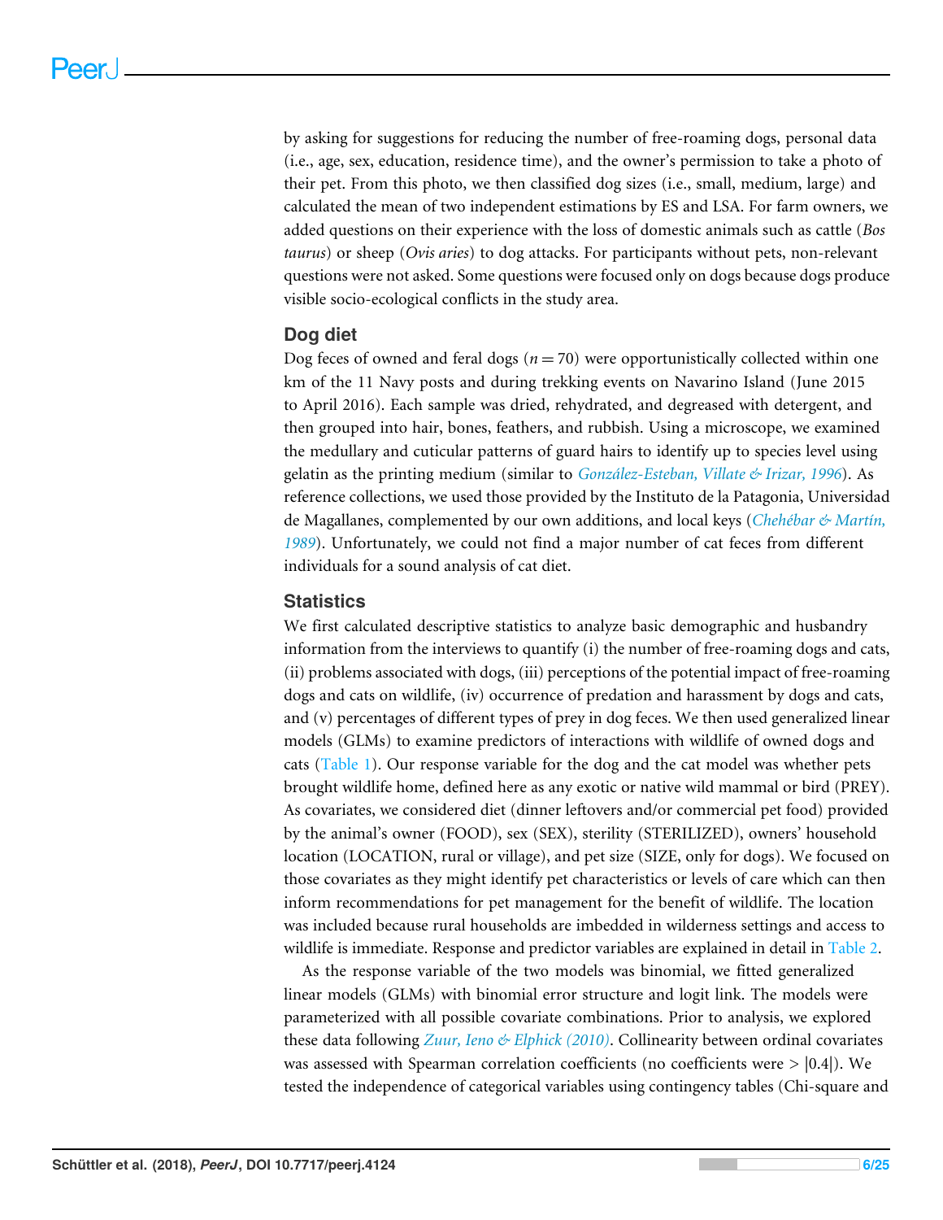by asking for suggestions for reducing the number of free-roaming dogs, personal data (i.e., age, sex, education, residence time), and the owner's permission to take a photo of their pet. From this photo, we then classified dog sizes (i.e., small, medium, large) and calculated the mean of two independent estimations by ES and LSA. For farm owners, we added questions on their experience with the loss of domestic animals such as cattle (*Bos taurus*) or sheep (*Ovis aries*) to dog attacks. For participants without pets, non-relevant questions were not asked. Some questions were focused only on dogs because dogs produce visible socio-ecological conflicts in the study area.

## Dog diet

Dog feces of owned and feral dogs ($n = 70$) were opportunistically collected within one km of the 11 Navy posts and during trekking events on Navarino Island (June 2015 to April 2016). Each sample was dried, rehydrated, and degreased with detergent, and then grouped into hair, bones, feathers, and rubbish. Using a microscope, we examined the medullary and cuticular patterns of guard hairs to identify up to species level using gelatin as the printing medium (similar to *González-Esteban, Villate & Irizar, 1996*). As reference collections, we used those provided by the Instituto de la Patagonia, Universidad de Magallanes, complemented by our own additions, and local keys (*Chehébar & Martín, 1989*). Unfortunately, we could not find a major number of cat feces from different individuals for a sound analysis of cat diet.

## Statistics

We first calculated descriptive statistics to analyze basic demographic and husbandry information from the interviews to quantify (i) the number of free-roaming dogs and cats, (ii) problems associated with dogs, (iii) perceptions of the potential impact of free-roaming dogs and cats on wildlife, (iv) occurrence of predation and harassment by dogs and cats, and (v) percentages of different types of prey in dog feces. We then used generalized linear models (GLMs) to examine predictors of interactions with wildlife of owned dogs and cats (Table 1). Our response variable for the dog and the cat model was whether pets brought wildlife home, defined here as any exotic or native wild mammal or bird (PREY). As covariates, we considered diet (dinner leftovers and/or commercial pet food) provided by the animal's owner (FOOD), sex (SEX), sterility (STERILIZED), owners' household location (LOCATION, rural or village), and pet size (SIZE, only for dogs). We focused on those covariates as they might identify pet characteristics or levels of care which can then inform recommendations for pet management for the benefit of wildlife. The location was included because rural households are imbedded in wilderness settings and access to wildlife is immediate. Response and predictor variables are explained in detail in Table 2.

As the response variable of the two models was binomial, we fitted generalized linear models (GLMs) with binomial error structure and logit link. The models were parameterized with all possible covariate combinations. Prior to analysis, we explored these data following *Zuur, Ieno & Elphick (2010)*. Collinearity between ordinal covariates was assessed with Spearman correlation coefficients (no coefficients were $> |0.4|$). We tested the independence of categorical variables using contingency tables (Chi-square and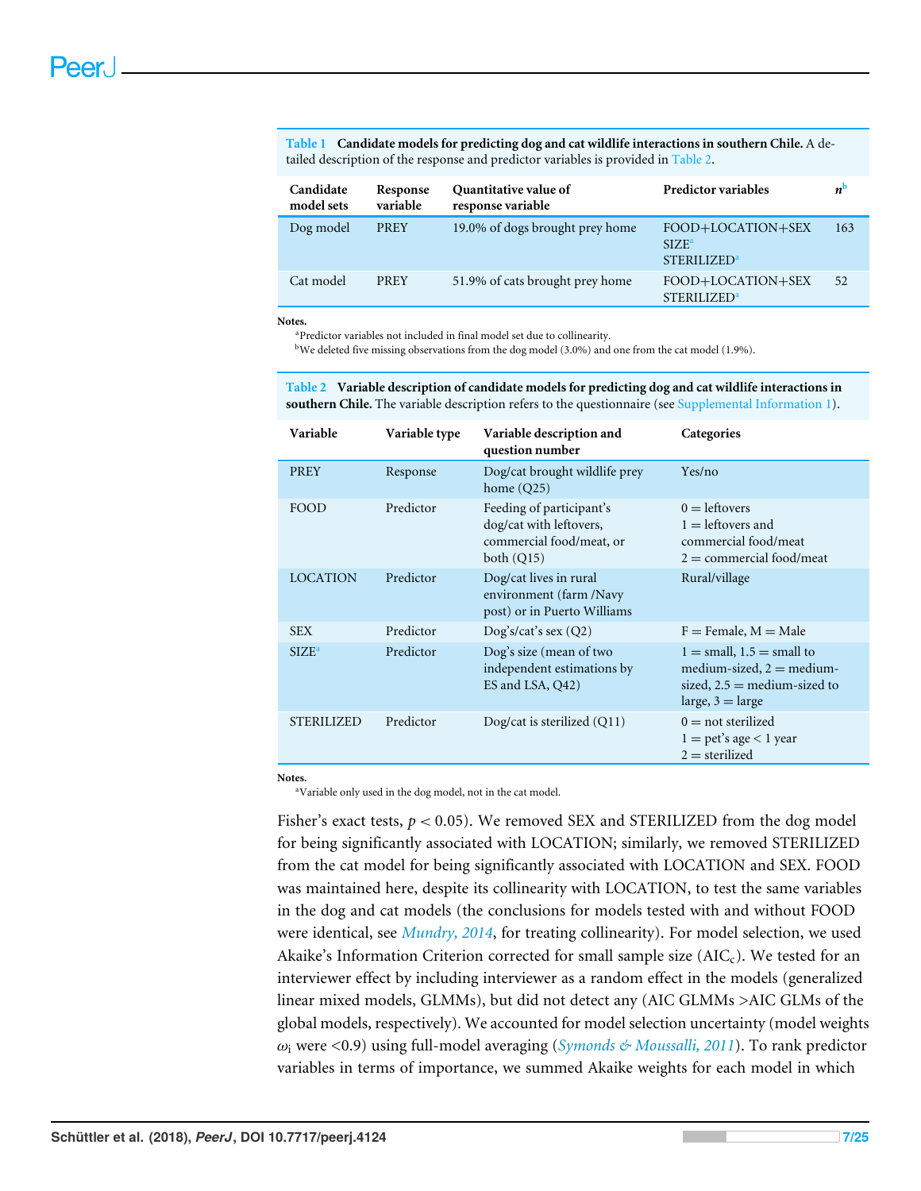**Table 1** **Candidate models for predicting dog and cat wildlife interactions in southern Chile.** A detailed description of the response and predictor variables is provided in Table 2.

| Candidate model sets | Response variable | Quantitative value of response variable | Predictor variables | *n*[b] |
|---|---|---|---|---|
| Dog model | PREY | 19.0% of dogs brought prey home | FOOD+LOCATION+SEX SIZE[a] STERILIZED[a] | 163 |
| Cat model | PREY | 51.9% of cats brought prey home | FOOD+LOCATION+SEX STERILIZED[a] | 52 |

**Notes.**
[a]Predictor variables not included in final model set due to collinearity.
[b]We deleted five missing observations from the dog model (3.0%) and one from the cat model (1.9%).

**Table 2** **Variable description of candidate models for predicting dog and cat wildlife interactions in southern Chile.** The variable description refers to the questionnaire (see Supplemental Information 1).

| Variable | Variable type | Variable description and question number | Categories |
|---|---|---|---|
| PREY | Response | Dog/cat brought wildlife prey home (Q25) | Yes/no |
| FOOD | Predictor | Feeding of participant's dog/cat with leftovers, commercial food/meat, or both (Q15) | 0 = leftovers 1 = leftovers and commercial food/meat 2 = commercial food/meat |
| LOCATION | Predictor | Dog/cat lives in rural environment (farm /Navy post) or in Puerto Williams | Rural/village |
| SEX | Predictor | Dog's/cat's sex (Q2) | F = Female, M = Male |
| SIZE[a] | Predictor | Dog's size (mean of two independent estimations by ES and LSA, Q42) | 1 = small, 1.5 = small to medium-sized, 2 = medium-sized, 2.5 = medium-sized to large, 3 = large |
| STERILIZED | Predictor | Dog/cat is sterilized (Q11) | 0 = not sterilized 1 = pet's age < 1 year 2 = sterilized |

**Notes.**
[a]Variable only used in the dog model, not in the cat model.

Fisher's exact tests, $p < 0.05$). We removed SEX and STERILIZED from the dog model for being significantly associated with LOCATION; similarly, we removed STERILIZED from the cat model for being significantly associated with LOCATION and SEX. FOOD was maintained here, despite its collinearity with LOCATION, to test the same variables in the dog and cat models (the conclusions for models tested with and without FOOD were identical, see *Mundry, 2014*, for treating collinearity). For model selection, we used Akaike's Information Criterion corrected for small sample size ($AIC_c$). We tested for an interviewer effect by including interviewer as a random effect in the models (generalized linear mixed models, GLMMs), but did not detect any (AIC GLMMs >AIC GLMs of the global models, respectively). We accounted for model selection uncertainty (model weights $\omega_i$ were <0.9) using full-model averaging (*Symonds & Moussalli, 2011*). To rank predictor variables in terms of importance, we summed Akaike weights for each model in which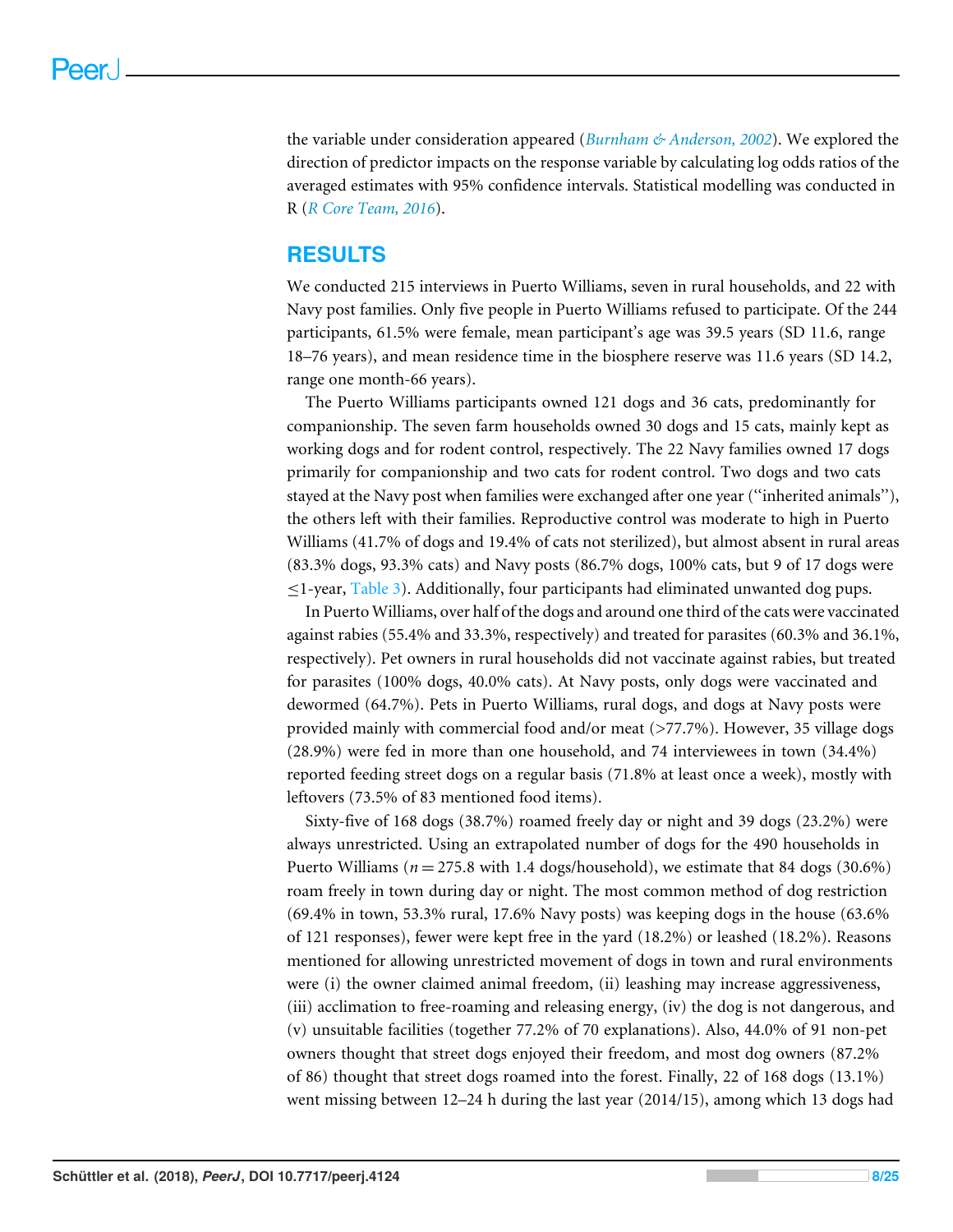the variable under consideration appeared (*Burnham & Anderson, 2002*). We explored the direction of predictor impacts on the response variable by calculating log odds ratios of the averaged estimates with 95% confidence intervals. Statistical modelling was conducted in R (*R Core Team, 2016*).

## RESULTS

We conducted 215 interviews in Puerto Williams, seven in rural households, and 22 with Navy post families. Only five people in Puerto Williams refused to participate. Of the 244 participants, 61.5% were female, mean participant's age was 39.5 years (SD 11.6, range 18–76 years), and mean residence time in the biosphere reserve was 11.6 years (SD 14.2, range one month-66 years).

The Puerto Williams participants owned 121 dogs and 36 cats, predominantly for companionship. The seven farm households owned 30 dogs and 15 cats, mainly kept as working dogs and for rodent control, respectively. The 22 Navy families owned 17 dogs primarily for companionship and two cats for rodent control. Two dogs and two cats stayed at the Navy post when families were exchanged after one year ("inherited animals"), the others left with their families. Reproductive control was moderate to high in Puerto Williams (41.7% of dogs and 19.4% of cats not sterilized), but almost absent in rural areas (83.3% dogs, 93.3% cats) and Navy posts (86.7% dogs, 100% cats, but 9 of 17 dogs were $\leq$1-year, Table 3). Additionally, four participants had eliminated unwanted dog pups.

In Puerto Williams, over half of the dogs and around one third of the cats were vaccinated against rabies (55.4% and 33.3%, respectively) and treated for parasites (60.3% and 36.1%, respectively). Pet owners in rural households did not vaccinate against rabies, but treated for parasites (100% dogs, 40.0% cats). At Navy posts, only dogs were vaccinated and dewormed (64.7%). Pets in Puerto Williams, rural dogs, and dogs at Navy posts were provided mainly with commercial food and/or meat (>77.7%). However, 35 village dogs (28.9%) were fed in more than one household, and 74 interviewees in town (34.4%) reported feeding street dogs on a regular basis (71.8% at least once a week), mostly with leftovers (73.5% of 83 mentioned food items).

Sixty-five of 168 dogs (38.7%) roamed freely day or night and 39 dogs (23.2%) were always unrestricted. Using an extrapolated number of dogs for the 490 households in Puerto Williams ($n = 275.8$ with 1.4 dogs/household), we estimate that 84 dogs (30.6%) roam freely in town during day or night. The most common method of dog restriction (69.4% in town, 53.3% rural, 17.6% Navy posts) was keeping dogs in the house (63.6% of 121 responses), fewer were kept free in the yard (18.2%) or leashed (18.2%). Reasons mentioned for allowing unrestricted movement of dogs in town and rural environments were (i) the owner claimed animal freedom, (ii) leashing may increase aggressiveness, (iii) acclimation to free-roaming and releasing energy, (iv) the dog is not dangerous, and (v) unsuitable facilities (together 77.2% of 70 explanations). Also, 44.0% of 91 non-pet owners thought that street dogs enjoyed their freedom, and most dog owners (87.2% of 86) thought that street dogs roamed into the forest. Finally, 22 of 168 dogs (13.1%) went missing between 12–24 h during the last year (2014/15), among which 13 dogs had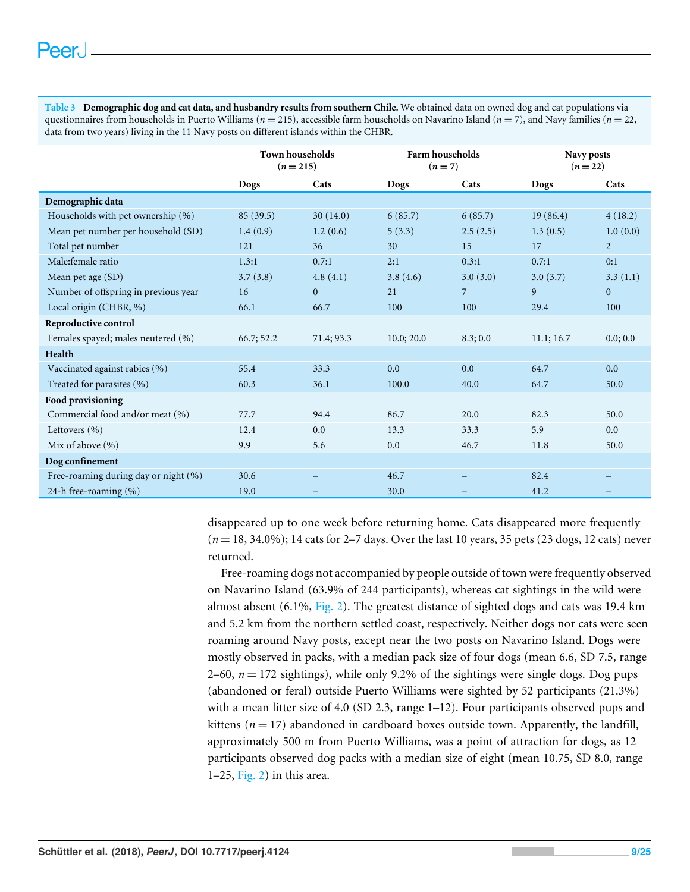**Table 3 Demographic dog and cat data, and husbandry results from southern Chile.** We obtained data on owned dog and cat populations via questionnaires from households in Puerto Williams ($n = 215$), accessible farm households on Navarino Island ($n = 7$), and Navy families ($n = 22$, data from two years) living in the 11 Navy posts on different islands within the CHBR.

| | Town households ($n = 215$) | | Farm households ($n = 7$) | | Navy posts ($n = 22$) | |
|---|---|---|---|---|---|---|
| | **Dogs** | **Cats** | **Dogs** | **Cats** | **Dogs** | **Cats** |
| **Demographic data** | | | | | | |
| Households with pet ownership (%) | 85 (39.5) | 30 (14.0) | 6 (85.7) | 6 (85.7) | 19 (86.4) | 4 (18.2) |
| Mean pet number per household (SD) | 1.4 (0.9) | 1.2 (0.6) | 5 (3.3) | 2.5 (2.5) | 1.3 (0.5) | 1.0 (0.0) |
| Total pet number | 121 | 36 | 30 | 15 | 17 | 2 |
| Male:female ratio | 1.3:1 | 0.7:1 | 2:1 | 0.3:1 | 0.7:1 | 0:1 |
| Mean pet age (SD) | 3.7 (3.8) | 4.8 (4.1) | 3.8 (4.6) | 3.0 (3.0) | 3.0 (3.7) | 3.3 (1.1) |
| Number of offspring in previous year | 16 | 0 | 21 | 7 | 9 | 0 |
| Local origin (CHBR, %) | 66.1 | 66.7 | 100 | 100 | 29.4 | 100 |
| **Reproductive control** | | | | | | |
| Females spayed; males neutered (%) | 66.7; 52.2 | 71.4; 93.3 | 10.0; 20.0 | 8.3; 0.0 | 11.1; 16.7 | 0.0; 0.0 |
| **Health** | | | | | | |
| Vaccinated against rabies (%) | 55.4 | 33.3 | 0.0 | 0.0 | 64.7 | 0.0 |
| Treated for parasites (%) | 60.3 | 36.1 | 100.0 | 40.0 | 64.7 | 50.0 |
| **Food provisioning** | | | | | | |
| Commercial food and/or meat (%) | 77.7 | 94.4 | 86.7 | 20.0 | 82.3 | 50.0 |
| Leftovers (%) | 12.4 | 0.0 | 13.3 | 33.3 | 5.9 | 0.0 |
| Mix of above (%) | 9.9 | 5.6 | 0.0 | 46.7 | 11.8 | 50.0 |
| **Dog confinement** | | | | | | |
| Free-roaming during day or night (%) | 30.6 | – | 46.7 | – | 82.4 | – |
| 24-h free-roaming (%) | 19.0 | – | 30.0 | – | 41.2 | – |

disappeared up to one week before returning home. Cats disappeared more frequently ($n = 18$, 34.0%); 14 cats for 2–7 days. Over the last 10 years, 35 pets (23 dogs, 12 cats) never returned.

Free-roaming dogs not accompanied by people outside of town were frequently observed on Navarino Island (63.9% of 244 participants), whereas cat sightings in the wild were almost absent (6.1%, Fig. 2). The greatest distance of sighted dogs and cats was 19.4 km and 5.2 km from the northern settled coast, respectively. Neither dogs nor cats were seen roaming around Navy posts, except near the two posts on Navarino Island. Dogs were mostly observed in packs, with a median pack size of four dogs (mean 6.6, SD 7.5, range 2–60, $n = 172$ sightings), while only 9.2% of the sightings were single dogs. Dog pups (abandoned or feral) outside Puerto Williams were sighted by 52 participants (21.3%) with a mean litter size of 4.0 (SD 2.3, range 1–12). Four participants observed pups and kittens ($n = 17$) abandoned in cardboard boxes outside town. Apparently, the landfill, approximately 500 m from Puerto Williams, was a point of attraction for dogs, as 12 participants observed dog packs with a median size of eight (mean 10.75, SD 8.0, range 1–25, Fig. 2) in this area.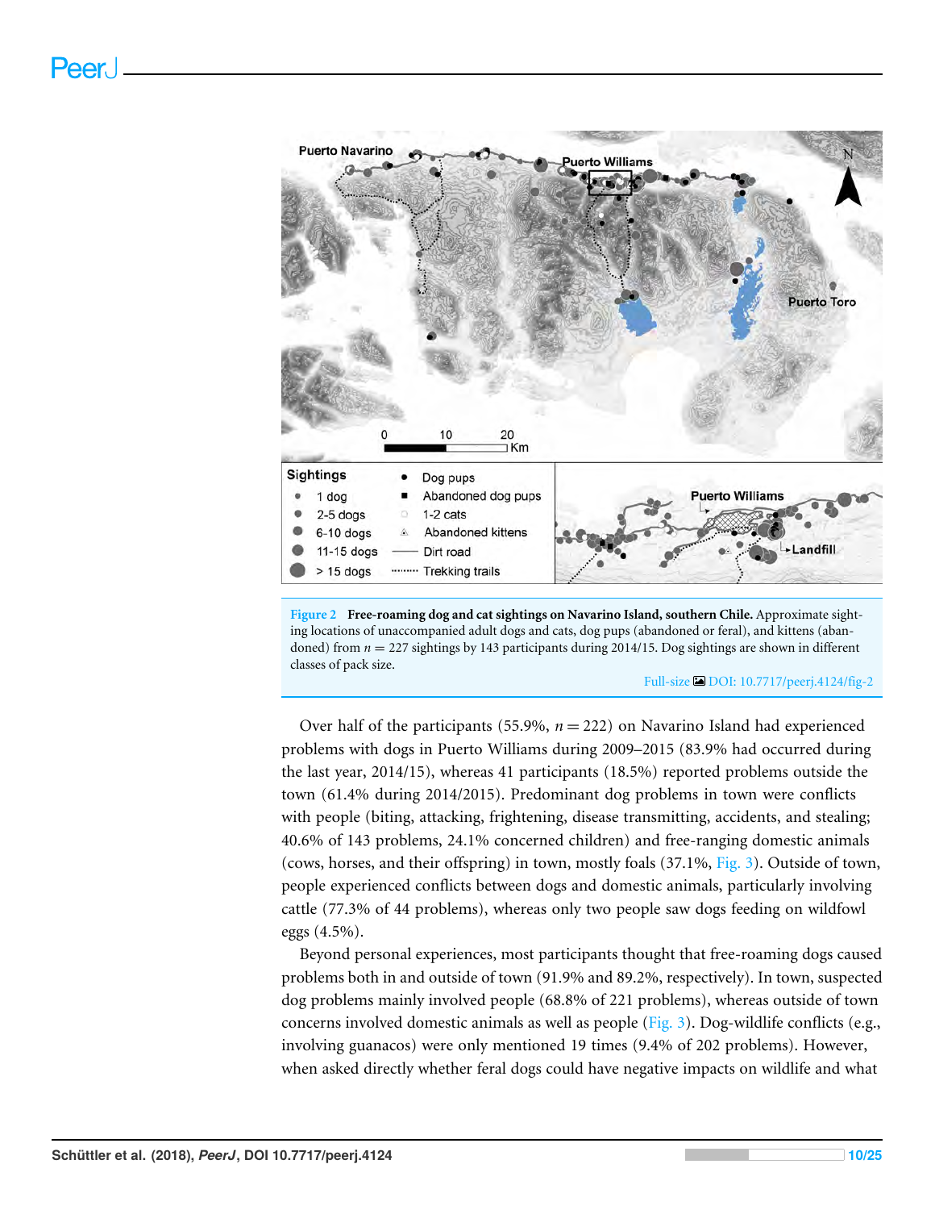**Figure 2 Free-roaming dog and cat sightings on Navarino Island, southern Chile.** Approximate sighting locations of unaccompanied adult dogs and cats, dog pups (abandoned or feral), and kittens (abandoned) from $n = 227$ sightings by 143 participants during 2014/15. Dog sightings are shown in different classes of pack size.

Full-size DOI: 10.7717/peerj.4124/fig-2

Over half of the participants (55.9%, $n = 222$) on Navarino Island had experienced problems with dogs in Puerto Williams during 2009–2015 (83.9% had occurred during the last year, 2014/15), whereas 41 participants (18.5%) reported problems outside the town (61.4% during 2014/2015). Predominant dog problems in town were conflicts with people (biting, attacking, frightening, disease transmitting, accidents, and stealing; 40.6% of 143 problems, 24.1% concerned children) and free-ranging domestic animals (cows, horses, and their offspring) in town, mostly foals (37.1%, Fig. 3). Outside of town, people experienced conflicts between dogs and domestic animals, particularly involving cattle (77.3% of 44 problems), whereas only two people saw dogs feeding on wildfowl eggs (4.5%).

Beyond personal experiences, most participants thought that free-roaming dogs caused problems both in and outside of town (91.9% and 89.2%, respectively). In town, suspected dog problems mainly involved people (68.8% of 221 problems), whereas outside of town concerns involved domestic animals as well as people (Fig. 3). Dog-wildlife conflicts (e.g., involving guanacos) were only mentioned 19 times (9.4% of 202 problems). However, when asked directly whether feral dogs could have negative impacts on wildlife and what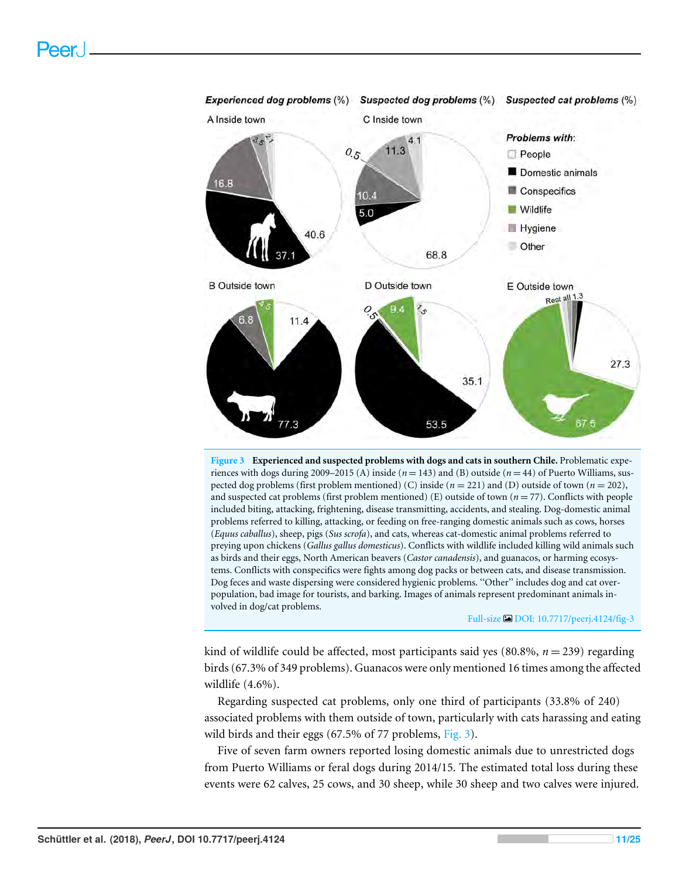**Figure 3 Experienced and suspected problems with dogs and cats in southern Chile.** Problematic experiences with dogs during 2009–2015 (A) inside ($n = 143$) and (B) outside ($n = 44$) of Puerto Williams, suspected dog problems (first problem mentioned) (C) inside ($n = 221$) and (D) outside of town ($n = 202$), and suspected cat problems (first problem mentioned) (E) outside of town ($n = 77$). Conflicts with people included biting, attacking, frightening, disease transmitting, accidents, and stealing. Dog-domestic animal problems referred to killing, attacking, or feeding on free-ranging domestic animals such as cows, horses (*Equus caballus*), sheep, pigs (*Sus scrofa*), and cats, whereas cat-domestic animal problems referred to preying upon chickens (*Gallus gallus domesticus*). Conflicts with wildlife included killing wild animals such as birds and their eggs, North American beavers (*Castor canadensis*), and guanacos, or harming ecosystems. Conflicts with conspecifics were fights among dog packs or between cats, and disease transmission. Dog feces and waste dispersing were considered hygienic problems. "Other" includes dog and cat overpopulation, bad image for tourists, and barking. Images of animals represent predominant animals involved in dog/cat problems.

Full-size DOI: 10.7717/peerj.4124/fig-3

kind of wildlife could be affected, most participants said yes (80.8%, $n = 239$) regarding birds (67.3% of 349 problems). Guanacos were only mentioned 16 times among the affected wildlife (4.6%).

Regarding suspected cat problems, only one third of participants (33.8% of 240) associated problems with them outside of town, particularly with cats harassing and eating wild birds and their eggs (67.5% of 77 problems, Fig. 3).

Five of seven farm owners reported losing domestic animals due to unrestricted dogs from Puerto Williams or feral dogs during 2014/15. The estimated total loss during these events were 62 calves, 25 cows, and 30 sheep, while 30 sheep and two calves were injured.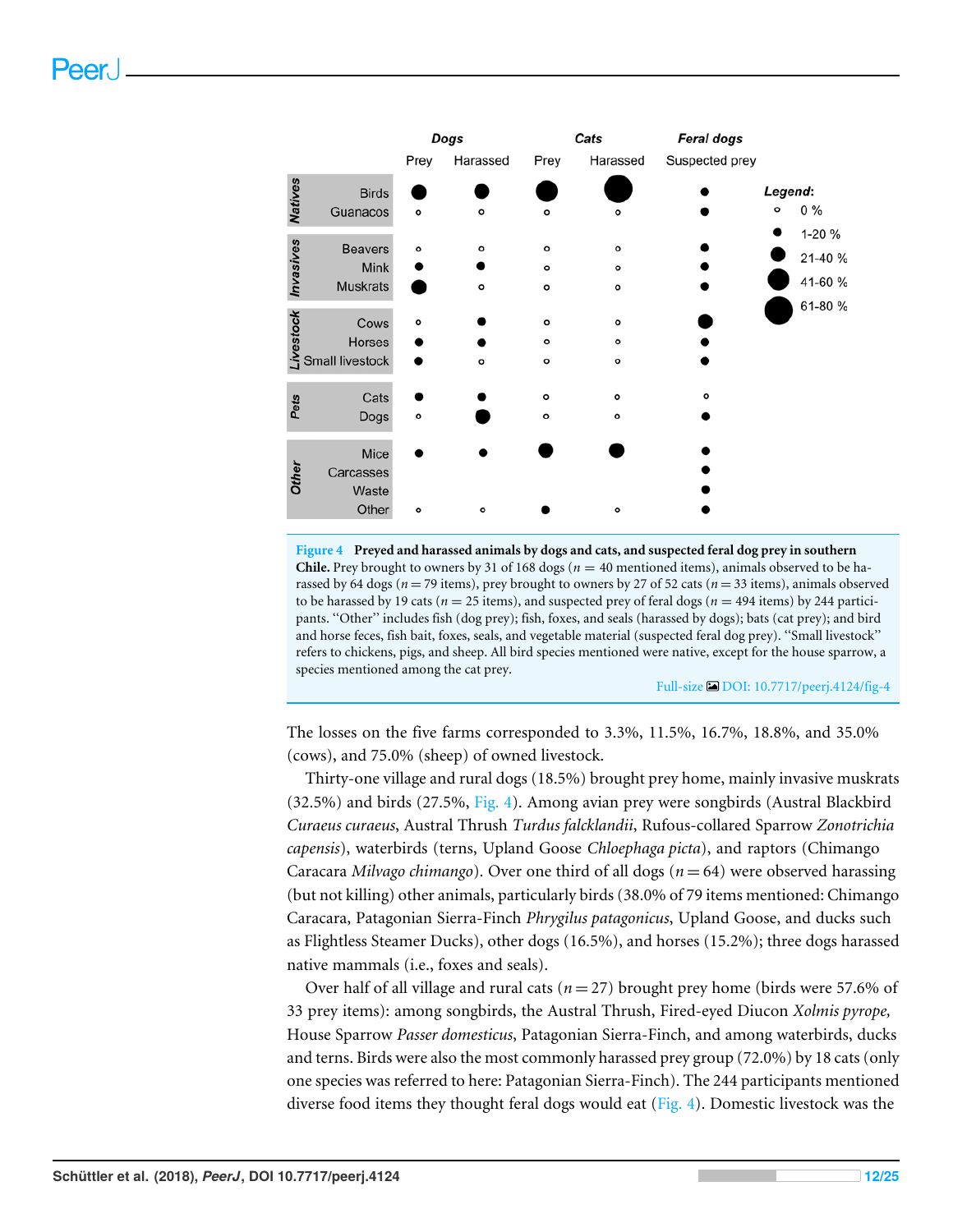Figure 4 Preyed and harassed animals by dogs and cats, and suspected feral dog prey in southern Chile. Prey brought to owners by 31 of 168 dogs ($n = 40$ mentioned items), animals observed to be harassed by 64 dogs ($n = 79$ items), prey brought to owners by 27 of 52 cats ($n = 33$ items), animals observed to be harassed by 19 cats ($n = 25$ items), and suspected prey of feral dogs ($n = 494$ items) by 244 participants. "Other" includes fish (dog prey); fish, foxes, and seals (harassed by dogs); bats (cat prey); and bird and horse feces, fish bait, foxes, seals, and vegetable material (suspected feral dog prey). "Small livestock" refers to chickens, pigs, and sheep. All bird species mentioned were native, except for the house sparrow, a species mentioned among the cat prey.

Full-size DOI: 10.7717/peerj.4124/fig-4

The losses on the five farms corresponded to 3.3%, 11.5%, 16.7%, 18.8%, and 35.0% (cows), and 75.0% (sheep) of owned livestock.

Thirty-one village and rural dogs (18.5%) brought prey home, mainly invasive muskrats (32.5%) and birds (27.5%, Fig. 4). Among avian prey were songbirds (Austral Blackbird *Curaeus curaeus*, Austral Thrush *Turdus falcklandii*, Rufous-collared Sparrow *Zonotrichia capensis*), waterbirds (terns, Upland Goose *Chloephaga picta*), and raptors (Chimango Caracara *Milvago chimango*). Over one third of all dogs ($n = 64$) were observed harassing (but not killing) other animals, particularly birds (38.0% of 79 items mentioned: Chimango Caracara, Patagonian Sierra-Finch *Phrygilus patagonicus*, Upland Goose, and ducks such as Flightless Steamer Ducks), other dogs (16.5%), and horses (15.2%); three dogs harassed native mammals (i.e., foxes and seals).

Over half of all village and rural cats ($n = 27$) brought prey home (birds were 57.6% of 33 prey items): among songbirds, the Austral Thrush, Fired-eyed Diucon *Xolmis pyrope*, House Sparrow *Passer domesticus*, Patagonian Sierra-Finch, and among waterbirds, ducks and terns. Birds were also the most commonly harassed prey group (72.0%) by 18 cats (only one species was referred to here: Patagonian Sierra-Finch). The 244 participants mentioned diverse food items they thought feral dogs would eat (Fig. 4). Domestic livestock was the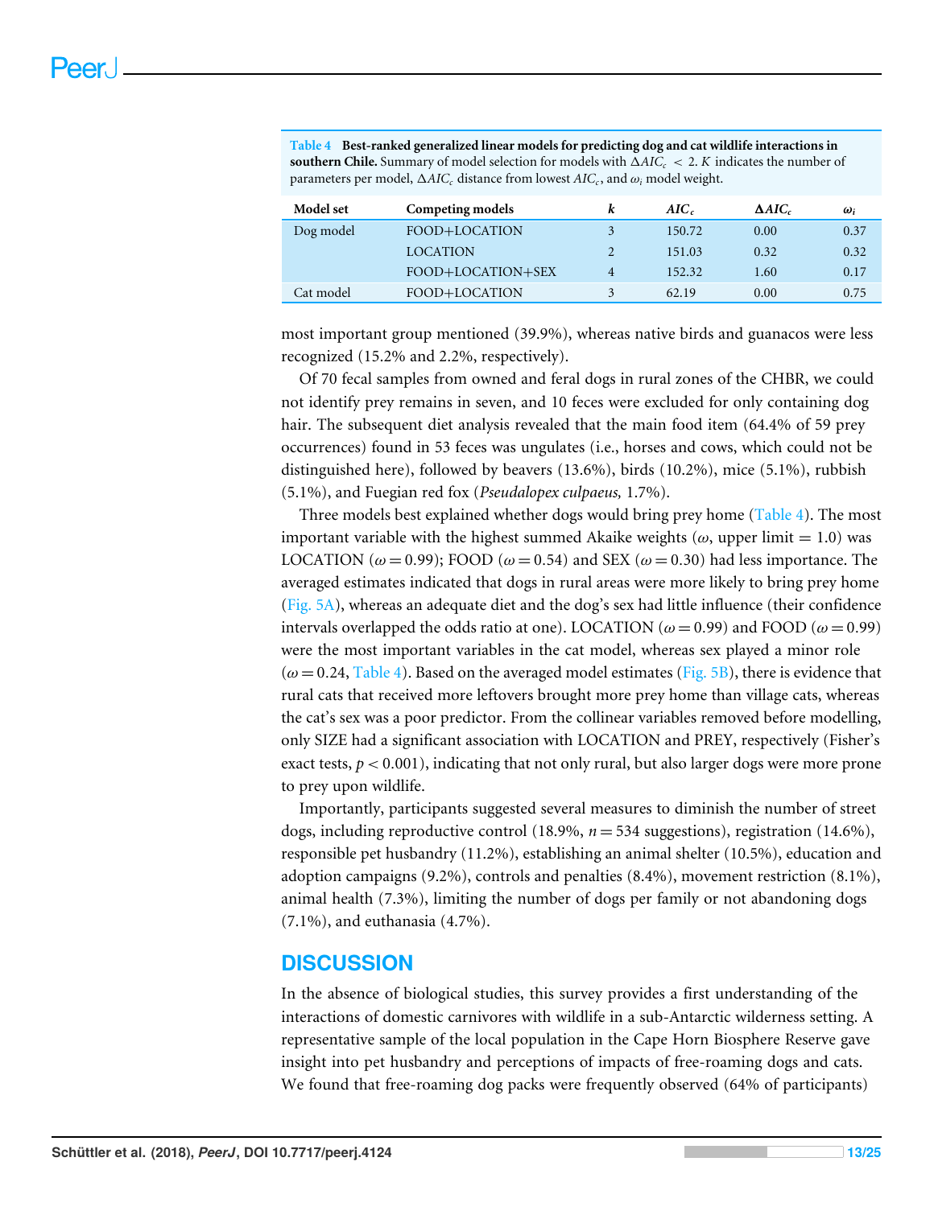**Table 4 Best-ranked generalized linear models for predicting dog and cat wildlife interactions in southern Chile.** Summary of model selection for models with $\Delta AIC_c < 2$. $K$ indicates the number of parameters per model, $\Delta AIC_c$ distance from lowest $AIC_c$, and $\omega_i$ model weight.

| Model set | Competing models | $k$ | $AIC_c$ | $\Delta AIC_c$ | $\omega_i$ |
|---|---|---|---|---|---|
| Dog model | FOOD+LOCATION | 3 | 150.72 | 0.00 | 0.37 |
| | LOCATION | 2 | 151.03 | 0.32 | 0.32 |
| | FOOD+LOCATION+SEX | 4 | 152.32 | 1.60 | 0.17 |
| Cat model | FOOD+LOCATION | 3 | 62.19 | 0.00 | 0.75 |

most important group mentioned (39.9%), whereas native birds and guanacos were less recognized (15.2% and 2.2%, respectively).

Of 70 fecal samples from owned and feral dogs in rural zones of the CHBR, we could not identify prey remains in seven, and 10 feces were excluded for only containing dog hair. The subsequent diet analysis revealed that the main food item (64.4% of 59 prey occurrences) found in 53 feces was ungulates (i.e., horses and cows, which could not be distinguished here), followed by beavers (13.6%), birds (10.2%), mice (5.1%), rubbish (5.1%), and Fuegian red fox (*Pseudalopex culpaeus,* 1.7%).

Three models best explained whether dogs would bring prey home (Table 4). The most important variable with the highest summed Akaike weights ($\omega$, upper limit = 1.0) was LOCATION ($\omega = 0.99$); FOOD ($\omega = 0.54$) and SEX ($\omega = 0.30$) had less importance. The averaged estimates indicated that dogs in rural areas were more likely to bring prey home (Fig. 5A), whereas an adequate diet and the dog's sex had little influence (their confidence intervals overlapped the odds ratio at one). LOCATION ($\omega = 0.99$) and FOOD ($\omega = 0.99$) were the most important variables in the cat model, whereas sex played a minor role ($\omega = 0.24$, Table 4). Based on the averaged model estimates (Fig. 5B), there is evidence that rural cats that received more leftovers brought more prey home than village cats, whereas the cat's sex was a poor predictor. From the collinear variables removed before modelling, only SIZE had a significant association with LOCATION and PREY, respectively (Fisher's exact tests, $p < 0.001$), indicating that not only rural, but also larger dogs were more prone to prey upon wildlife.

Importantly, participants suggested several measures to diminish the number of street dogs, including reproductive control (18.9%, $n = 534$ suggestions), registration (14.6%), responsible pet husbandry (11.2%), establishing an animal shelter (10.5%), education and adoption campaigns (9.2%), controls and penalties (8.4%), movement restriction (8.1%), animal health (7.3%), limiting the number of dogs per family or not abandoning dogs (7.1%), and euthanasia (4.7%).

## DISCUSSION

In the absence of biological studies, this survey provides a first understanding of the interactions of domestic carnivores with wildlife in a sub-Antarctic wilderness setting. A representative sample of the local population in the Cape Horn Biosphere Reserve gave insight into pet husbandry and perceptions of impacts of free-roaming dogs and cats. We found that free-roaming dog packs were frequently observed (64% of participants)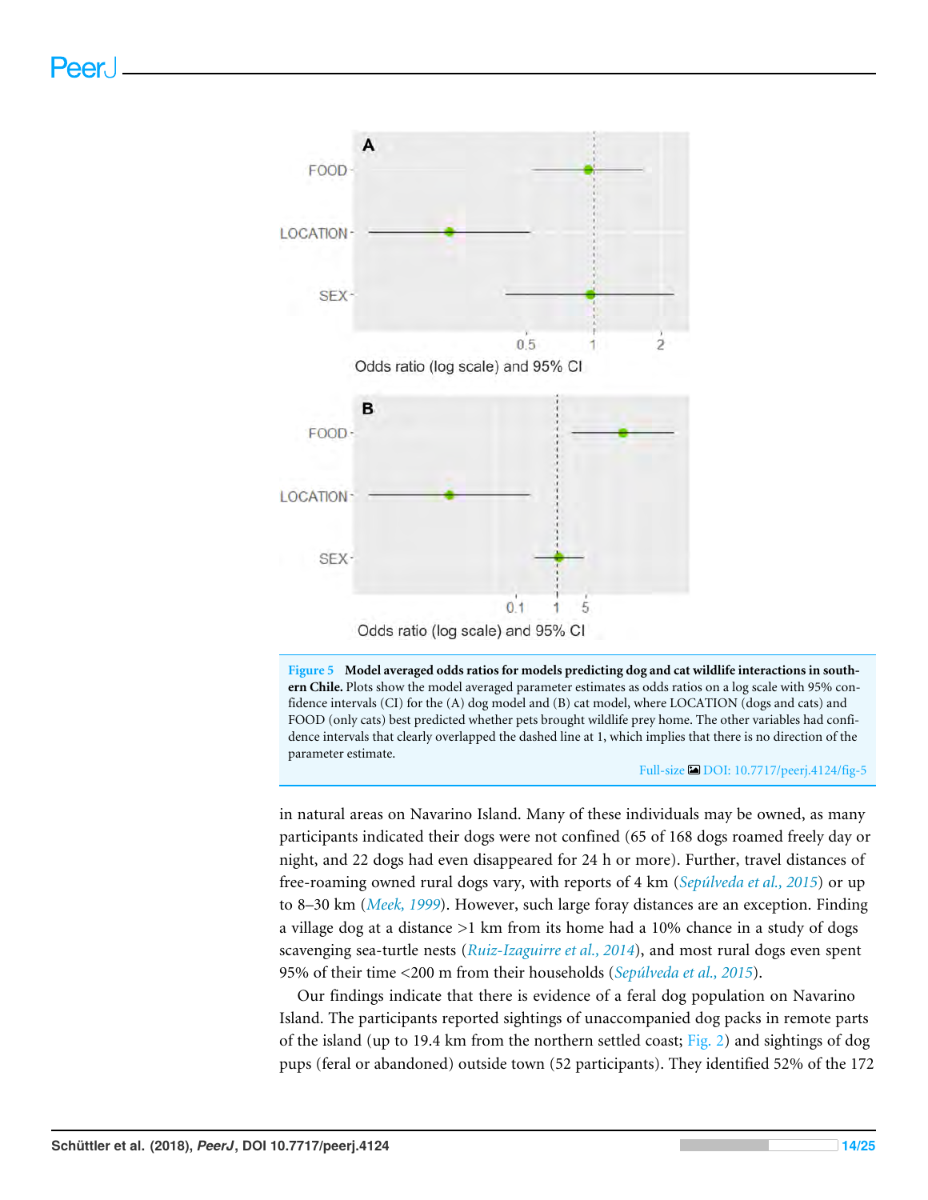**Figure 5 Model averaged odds ratios for models predicting dog and cat wildlife interactions in southern Chile.** Plots show the model averaged parameter estimates as odds ratios on a log scale with 95% confidence intervals (CI) for the (A) dog model and (B) cat model, where LOCATION (dogs and cats) and FOOD (only cats) best predicted whether pets brought wildlife prey home. The other variables had confidence intervals that clearly overlapped the dashed line at 1, which implies that there is no direction of the parameter estimate.

Full-size DOI: 10.7717/peerj.4124/fig-5

in natural areas on Navarino Island. Many of these individuals may be owned, as many participants indicated their dogs were not confined (65 of 168 dogs roamed freely day or night, and 22 dogs had even disappeared for 24 h or more). Further, travel distances of free-roaming owned rural dogs vary, with reports of 4 km (*Sepúlveda et al., 2015*) or up to 8–30 km (*Meek, 1999*). However, such large foray distances are an exception. Finding a village dog at a distance >1 km from its home had a 10% chance in a study of dogs scavenging sea-turtle nests (*Ruiz-Izaguirre et al., 2014*), and most rural dogs even spent 95% of their time <200 m from their households (*Sepúlveda et al., 2015*).

Our findings indicate that there is evidence of a feral dog population on Navarino Island. The participants reported sightings of unaccompanied dog packs in remote parts of the island (up to 19.4 km from the northern settled coast; Fig. 2) and sightings of dog pups (feral or abandoned) outside town (52 participants). They identified 52% of the 172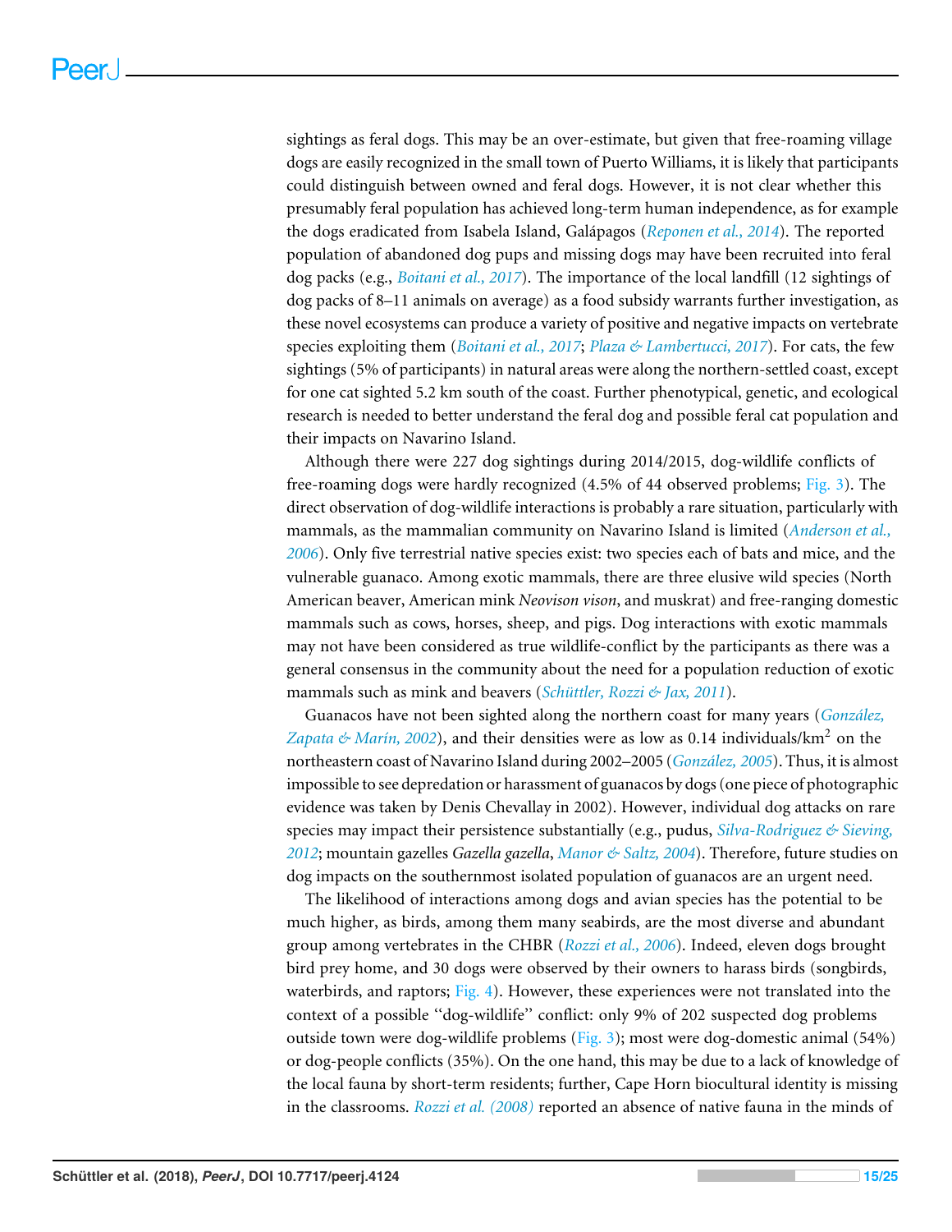sightings as feral dogs. This may be an over-estimate, but given that free-roaming village dogs are easily recognized in the small town of Puerto Williams, it is likely that participants could distinguish between owned and feral dogs. However, it is not clear whether this presumably feral population has achieved long-term human independence, as for example the dogs eradicated from Isabela Island, Galápagos (*Reponen et al., 2014*). The reported population of abandoned dog pups and missing dogs may have been recruited into feral dog packs (e.g., *Boitani et al., 2017*). The importance of the local landfill (12 sightings of dog packs of 8–11 animals on average) as a food subsidy warrants further investigation, as these novel ecosystems can produce a variety of positive and negative impacts on vertebrate species exploiting them (*Boitani et al., 2017*; *Plaza & Lambertucci, 2017*). For cats, the few sightings (5% of participants) in natural areas were along the northern-settled coast, except for one cat sighted 5.2 km south of the coast. Further phenotypical, genetic, and ecological research is needed to better understand the feral dog and possible feral cat population and their impacts on Navarino Island.

Although there were 227 dog sightings during 2014/2015, dog-wildlife conflicts of free-roaming dogs were hardly recognized (4.5% of 44 observed problems; Fig. 3). The direct observation of dog-wildlife interactions is probably a rare situation, particularly with mammals, as the mammalian community on Navarino Island is limited (*Anderson et al., 2006*). Only five terrestrial native species exist: two species each of bats and mice, and the vulnerable guanaco. Among exotic mammals, there are three elusive wild species (North American beaver, American mink *Neovison vison*, and muskrat) and free-ranging domestic mammals such as cows, horses, sheep, and pigs. Dog interactions with exotic mammals may not have been considered as true wildlife-conflict by the participants as there was a general consensus in the community about the need for a population reduction of exotic mammals such as mink and beavers (*Schüttler, Rozzi & Jax, 2011*).

Guanacos have not been sighted along the northern coast for many years (*González, Zapata & Marín, 2002*), and their densities were as low as 0.14 individuals/km$^2$ on the northeastern coast of Navarino Island during 2002–2005 (*González, 2005*). Thus, it is almost impossible to see depredation or harassment of guanacos by dogs (one piece of photographic evidence was taken by Denis Chevallay in 2002). However, individual dog attacks on rare species may impact their persistence substantially (e.g., pudus, *Silva-Rodriguez & Sieving, 2012*; mountain gazelles *Gazella gazella*, *Manor & Saltz, 2004*). Therefore, future studies on dog impacts on the southernmost isolated population of guanacos are an urgent need.

The likelihood of interactions among dogs and avian species has the potential to be much higher, as birds, among them many seabirds, are the most diverse and abundant group among vertebrates in the CHBR (*Rozzi et al., 2006*). Indeed, eleven dogs brought bird prey home, and 30 dogs were observed by their owners to harass birds (songbirds, waterbirds, and raptors; Fig. 4). However, these experiences were not translated into the context of a possible "dog-wildlife" conflict: only 9% of 202 suspected dog problems outside town were dog-wildlife problems (Fig. 3); most were dog-domestic animal (54%) or dog-people conflicts (35%). On the one hand, this may be due to a lack of knowledge of the local fauna by short-term residents; further, Cape Horn biocultural identity is missing in the classrooms. *Rozzi et al. (2008)* reported an absence of native fauna in the minds of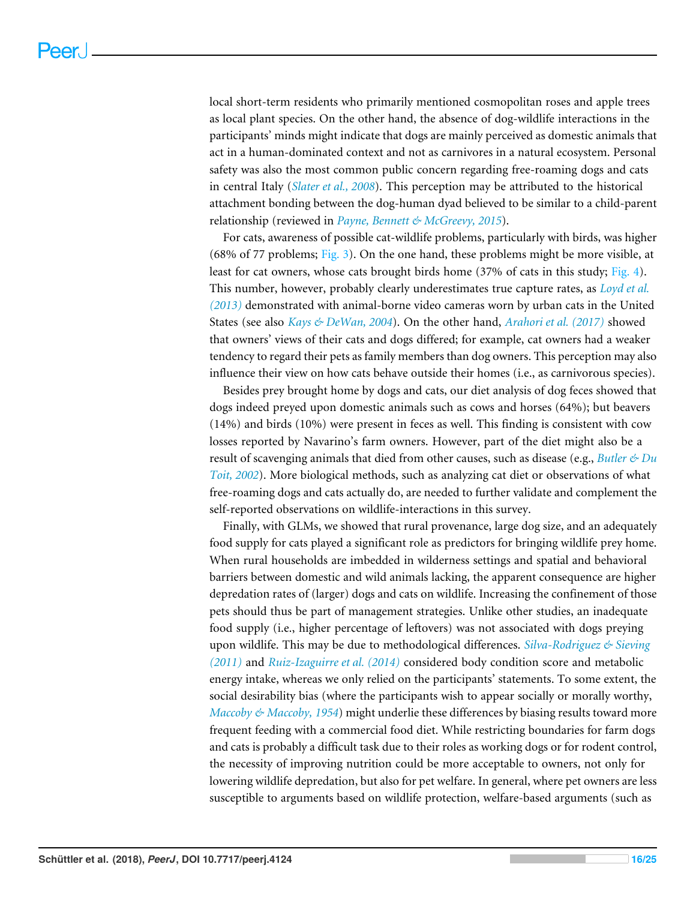local short-term residents who primarily mentioned cosmopolitan roses and apple trees as local plant species. On the other hand, the absence of dog-wildlife interactions in the participants' minds might indicate that dogs are mainly perceived as domestic animals that act in a human-dominated context and not as carnivores in a natural ecosystem. Personal safety was also the most common public concern regarding free-roaming dogs and cats in central Italy (*Slater et al., 2008*). This perception may be attributed to the historical attachment bonding between the dog-human dyad believed to be similar to a child-parent relationship (reviewed in *Payne, Bennett & McGreevy, 2015*).

For cats, awareness of possible cat-wildlife problems, particularly with birds, was higher (68% of 77 problems; Fig. 3). On the one hand, these problems might be more visible, at least for cat owners, whose cats brought birds home (37% of cats in this study; Fig. 4). This number, however, probably clearly underestimates true capture rates, as *Loyd et al. (2013)* demonstrated with animal-borne video cameras worn by urban cats in the United States (see also *Kays & DeWan, 2004*). On the other hand, *Arahori et al. (2017)* showed that owners' views of their cats and dogs differed; for example, cat owners had a weaker tendency to regard their pets as family members than dog owners. This perception may also influence their view on how cats behave outside their homes (i.e., as carnivorous species).

Besides prey brought home by dogs and cats, our diet analysis of dog feces showed that dogs indeed preyed upon domestic animals such as cows and horses (64%); but beavers (14%) and birds (10%) were present in feces as well. This finding is consistent with cow losses reported by Navarino's farm owners. However, part of the diet might also be a result of scavenging animals that died from other causes, such as disease (e.g., *Butler & Du Toit, 2002*). More biological methods, such as analyzing cat diet or observations of what free-roaming dogs and cats actually do, are needed to further validate and complement the self-reported observations on wildlife-interactions in this survey.

Finally, with GLMs, we showed that rural provenance, large dog size, and an adequately food supply for cats played a significant role as predictors for bringing wildlife prey home. When rural households are imbedded in wilderness settings and spatial and behavioral barriers between domestic and wild animals lacking, the apparent consequence are higher depredation rates of (larger) dogs and cats on wildlife. Increasing the confinement of those pets should thus be part of management strategies. Unlike other studies, an inadequate food supply (i.e., higher percentage of leftovers) was not associated with dogs preying upon wildlife. This may be due to methodological differences. *Silva-Rodriguez & Sieving (2011)* and *Ruiz-Izaguirre et al. (2014)* considered body condition score and metabolic energy intake, whereas we only relied on the participants' statements. To some extent, the social desirability bias (where the participants wish to appear socially or morally worthy, *Maccoby & Maccoby, 1954*) might underlie these differences by biasing results toward more frequent feeding with a commercial food diet. While restricting boundaries for farm dogs and cats is probably a difficult task due to their roles as working dogs or for rodent control, the necessity of improving nutrition could be more acceptable to owners, not only for lowering wildlife depredation, but also for pet welfare. In general, where pet owners are less susceptible to arguments based on wildlife protection, welfare-based arguments (such as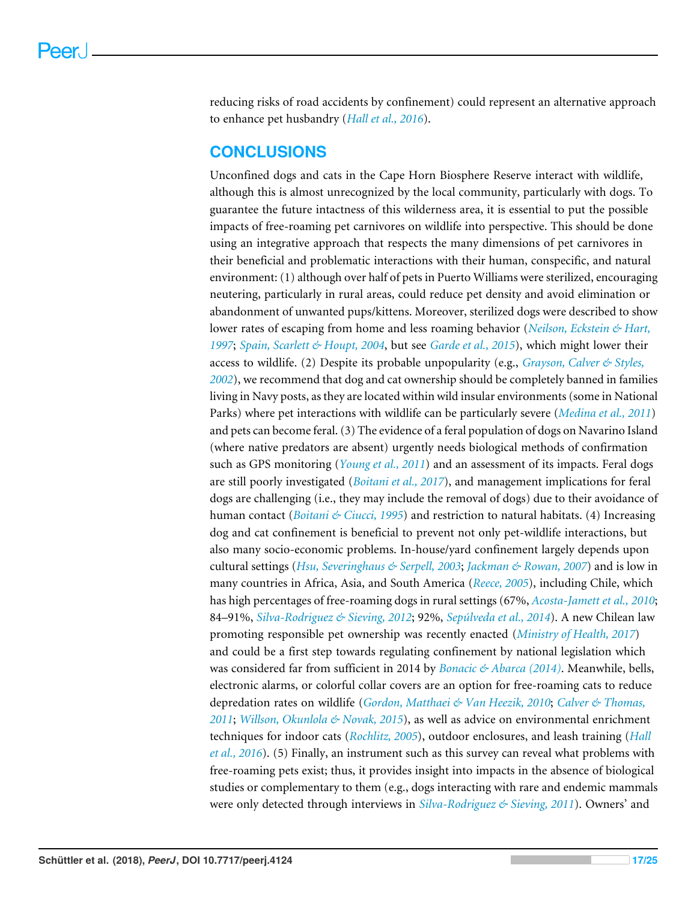reducing risks of road accidents by confinement) could represent an alternative approach to enhance pet husbandry (*Hall et al., 2016*).

## CONCLUSIONS

Unconfined dogs and cats in the Cape Horn Biosphere Reserve interact with wildlife, although this is almost unrecognized by the local community, particularly with dogs. To guarantee the future intactness of this wilderness area, it is essential to put the possible impacts of free-roaming pet carnivores on wildlife into perspective. This should be done using an integrative approach that respects the many dimensions of pet carnivores in their beneficial and problematic interactions with their human, conspecific, and natural environment: (1) although over half of pets in Puerto Williams were sterilized, encouraging neutering, particularly in rural areas, could reduce pet density and avoid elimination or abandonment of unwanted pups/kittens. Moreover, sterilized dogs were described to show lower rates of escaping from home and less roaming behavior (*Neilson, Eckstein & Hart, 1997*; *Spain, Scarlett & Houpt, 2004*, but see *Garde et al., 2015*), which might lower their access to wildlife. (2) Despite its probable unpopularity (e.g., *Grayson, Calver & Styles, 2002*), we recommend that dog and cat ownership should be completely banned in families living in Navy posts, as they are located within wild insular environments (some in National Parks) where pet interactions with wildlife can be particularly severe (*Medina et al., 2011*) and pets can become feral. (3) The evidence of a feral population of dogs on Navarino Island (where native predators are absent) urgently needs biological methods of confirmation such as GPS monitoring (*Young et al., 2011*) and an assessment of its impacts. Feral dogs are still poorly investigated (*Boitani et al., 2017*), and management implications for feral dogs are challenging (i.e., they may include the removal of dogs) due to their avoidance of human contact (*Boitani & Ciucci, 1995*) and restriction to natural habitats. (4) Increasing dog and cat confinement is beneficial to prevent not only pet-wildlife interactions, but also many socio-economic problems. In-house/yard confinement largely depends upon cultural settings (*Hsu, Severinghaus & Serpell, 2003*; *Jackman & Rowan, 2007*) and is low in many countries in Africa, Asia, and South America (*Reece, 2005*), including Chile, which has high percentages of free-roaming dogs in rural settings (67%, *Acosta-Jamett et al., 2010*; 84–91%, *Silva-Rodriguez & Sieving, 2012*; 92%, *Sepúlveda et al., 2014*). A new Chilean law promoting responsible pet ownership was recently enacted (*Ministry of Health, 2017*) and could be a first step towards regulating confinement by national legislation which was considered far from sufficient in 2014 by *Bonacic & Abarca (2014)*. Meanwhile, bells, electronic alarms, or colorful collar covers are an option for free-roaming cats to reduce depredation rates on wildlife (*Gordon, Matthaei & Van Heezik, 2010*; *Calver & Thomas, 2011*; *Willson, Okunlola & Novak, 2015*), as well as advice on environmental enrichment techniques for indoor cats (*Rochlitz, 2005*), outdoor enclosures, and leash training (*Hall et al., 2016*). (5) Finally, an instrument such as this survey can reveal what problems with free-roaming pets exist; thus, it provides insight into impacts in the absence of biological studies or complementary to them (e.g., dogs interacting with rare and endemic mammals were only detected through interviews in *Silva-Rodriguez & Sieving, 2011*). Owners' and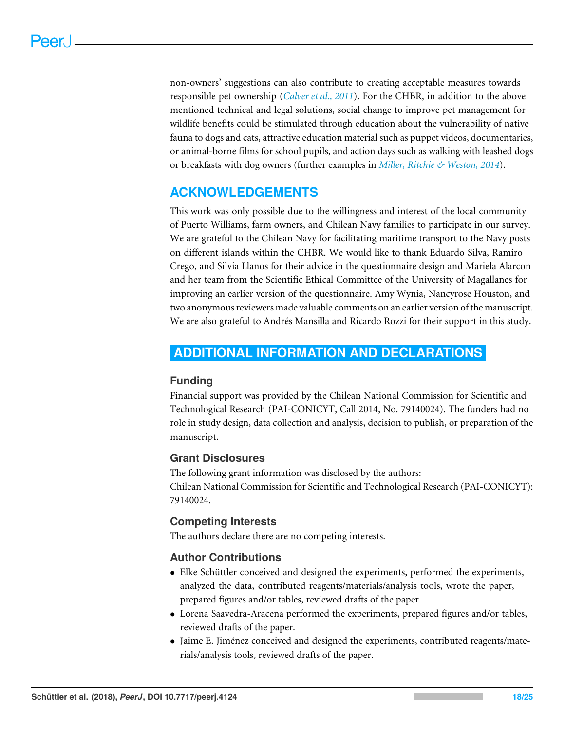non-owners' suggestions can also contribute to creating acceptable measures towards responsible pet ownership (*Calver et al., 2011*). For the CHBR, in addition to the above mentioned technical and legal solutions, social change to improve pet management for wildlife benefits could be stimulated through education about the vulnerability of native fauna to dogs and cats, attractive education material such as puppet videos, documentaries, or animal-borne films for school pupils, and action days such as walking with leashed dogs or breakfasts with dog owners (further examples in *Miller, Ritchie & Weston, 2014*).

## ACKNOWLEDGEMENTS

This work was only possible due to the willingness and interest of the local community of Puerto Williams, farm owners, and Chilean Navy families to participate in our survey. We are grateful to the Chilean Navy for facilitating maritime transport to the Navy posts on different islands within the CHBR. We would like to thank Eduardo Silva, Ramiro Crego, and Silvia Llanos for their advice in the questionnaire design and Mariela Alarcon and her team from the Scientific Ethical Committee of the University of Magallanes for improving an earlier version of the questionnaire. Amy Wynia, Nancyrose Houston, and two anonymous reviewers made valuable comments on an earlier version of the manuscript. We are also grateful to Andrés Mansilla and Ricardo Rozzi for their support in this study.

# ADDITIONAL INFORMATION AND DECLARATIONS

### Funding

Financial support was provided by the Chilean National Commission for Scientific and Technological Research (PAI-CONICYT, Call 2014, No. 79140024). The funders had no role in study design, data collection and analysis, decision to publish, or preparation of the manuscript.

### Grant Disclosures

The following grant information was disclosed by the authors:
Chilean National Commission for Scientific and Technological Research (PAI-CONICYT): 79140024.

### Competing Interests

The authors declare there are no competing interests.

### Author Contributions

- Elke Schüttler conceived and designed the experiments, performed the experiments, analyzed the data, contributed reagents/materials/analysis tools, wrote the paper, prepared figures and/or tables, reviewed drafts of the paper.
- Lorena Saavedra-Aracena performed the experiments, prepared figures and/or tables, reviewed drafts of the paper.
- Jaime E. Jiménez conceived and designed the experiments, contributed reagents/materials/analysis tools, reviewed drafts of the paper.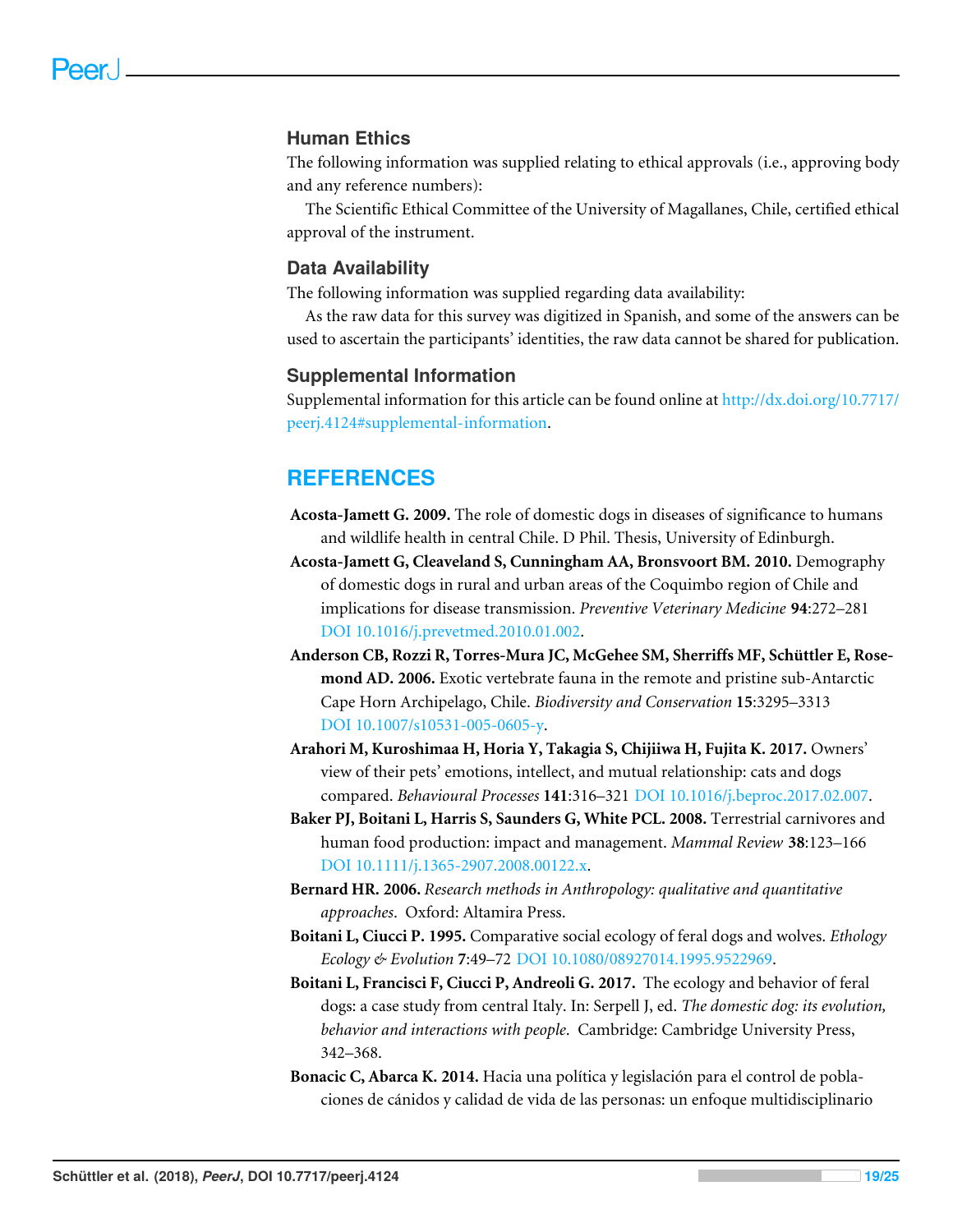## Human Ethics

The following information was supplied relating to ethical approvals (i.e., approving body and any reference numbers):

The Scientific Ethical Committee of the University of Magallanes, Chile, certified ethical approval of the instrument.

## Data Availability

The following information was supplied regarding data availability:

As the raw data for this survey was digitized in Spanish, and some of the answers can be used to ascertain the participants' identities, the raw data cannot be shared for publication.

## Supplemental Information

Supplemental information for this article can be found online at http://dx.doi.org/10.7717/peerj.4124#supplemental-information.

# REFERENCES

**Acosta-Jamett G. 2009.** The role of domestic dogs in diseases of significance to humans and wildlife health in central Chile. D Phil. Thesis, University of Edinburgh.

**Acosta-Jamett G, Cleaveland S, Cunningham AA, Bronsvoort BM. 2010.** Demography of domestic dogs in rural and urban areas of the Coquimbo region of Chile and implications for disease transmission. *Preventive Veterinary Medicine* **94**:272–281 DOI 10.1016/j.prevetmed.2010.01.002.

**Anderson CB, Rozzi R, Torres-Mura JC, McGehee SM, Sherriffs MF, Schüttler E, Rosemond AD. 2006.** Exotic vertebrate fauna in the remote and pristine sub-Antarctic Cape Horn Archipelago, Chile. *Biodiversity and Conservation* **15**:3295–3313 DOI 10.1007/s10531-005-0605-y.

**Arahori M, Kuroshimaa H, Horia Y, Takagia S, Chijiiwa H, Fujita K. 2017.** Owners' view of their pets' emotions, intellect, and mutual relationship: cats and dogs compared. *Behavioural Processes* **141**:316–321 DOI 10.1016/j.beproc.2017.02.007.

**Baker PJ, Boitani L, Harris S, Saunders G, White PCL. 2008.** Terrestrial carnivores and human food production: impact and management. *Mammal Review* **38**:123–166 DOI 10.1111/j.1365-2907.2008.00122.x.

**Bernard HR. 2006.** *Research methods in Anthropology: qualitative and quantitative approaches*. Oxford: Altamira Press.

**Boitani L, Ciucci P. 1995.** Comparative social ecology of feral dogs and wolves. *Ethology Ecology & Evolution* **7**:49–72 DOI 10.1080/08927014.1995.9522969.

**Boitani L, Francisci F, Ciucci P, Andreoli G. 2017.** The ecology and behavior of feral dogs: a case study from central Italy. In: Serpell J, ed. *The domestic dog: its evolution, behavior and interactions with people*. Cambridge: Cambridge University Press, 342–368.

**Bonacic C, Abarca K. 2014.** Hacia una política y legislación para el control de poblaciones de cánidos y calidad de vida de las personas: un enfoque multidisciplinario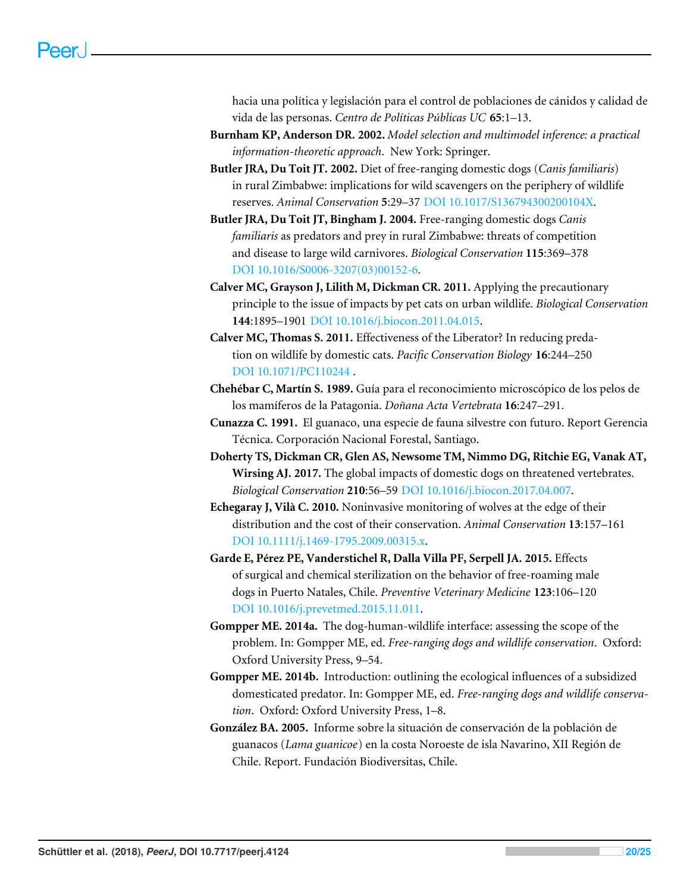hacia una política y legislación para el control de poblaciones de cánidos y calidad de vida de las personas. *Centro de Políticas Públicas UC* **65**:1–13.

**Burnham KP, Anderson DR. 2002.** *Model selection and multimodel inference: a practical information-theoretic approach*. New York: Springer.

**Butler JRA, Du Toit JT. 2002.** Diet of free-ranging domestic dogs (*Canis familiaris*) in rural Zimbabwe: implications for wild scavengers on the periphery of wildlife reserves. *Animal Conservation* **5**:29–37 DOI 10.1017/S136794300200104X.

**Butler JRA, Du Toit JT, Bingham J. 2004.** Free-ranging domestic dogs *Canis familiaris* as predators and prey in rural Zimbabwe: threats of competition and disease to large wild carnivores. *Biological Conservation* **115**:369–378 DOI 10.1016/S0006-3207(03)00152-6.

**Calver MC, Grayson J, Lilith M, Dickman CR. 2011.** Applying the precautionary principle to the issue of impacts by pet cats on urban wildlife. *Biological Conservation* **144**:1895–1901 DOI 10.1016/j.biocon.2011.04.015.

**Calver MC, Thomas S. 2011.** Effectiveness of the Liberator? In reducing predation on wildlife by domestic cats. *Pacific Conservation Biology* **16**:244–250 DOI 10.1071/PC110244 .

**Chehébar C, Martín S. 1989.** Guía para el reconocimiento microscópico de los pelos de los mamíferos de la Patagonia. *Doñana Acta Vertebrata* **16**:247–291.

**Cunazza C. 1991.** El guanaco, una especie de fauna silvestre con futuro. Report Gerencia Técnica. Corporación Nacional Forestal, Santiago.

**Doherty TS, Dickman CR, Glen AS, Newsome TM, Nimmo DG, Ritchie EG, Vanak AT, Wirsing AJ. 2017.** The global impacts of domestic dogs on threatened vertebrates. *Biological Conservation* **210**:56–59 DOI 10.1016/j.biocon.2017.04.007.

**Echegaray J, Vilà C. 2010.** Noninvasive monitoring of wolves at the edge of their distribution and the cost of their conservation. *Animal Conservation* **13**:157–161 DOI 10.1111/j.1469-1795.2009.00315.x.

**Garde E, Pérez PE, Vanderstichel R, Dalla Villa PF, Serpell JA. 2015.** Effects of surgical and chemical sterilization on the behavior of free-roaming male dogs in Puerto Natales, Chile. *Preventive Veterinary Medicine* **123**:106–120 DOI 10.1016/j.prevetmed.2015.11.011.

**Gompper ME. 2014a.** The dog-human-wildlife interface: assessing the scope of the problem. In: Gompper ME, ed. *Free-ranging dogs and wildlife conservation*. Oxford: Oxford University Press, 9–54.

**Gompper ME. 2014b.** Introduction: outlining the ecological influences of a subsidized domesticated predator. In: Gompper ME, ed. *Free-ranging dogs and wildlife conservation*. Oxford: Oxford University Press, 1–8.

**González BA. 2005.** Informe sobre la situación de conservación de la población de guanacos (*Lama guanicoe*) en la costa Noroeste de isla Navarino, XII Región de Chile. Report. Fundación Biodiversitas, Chile.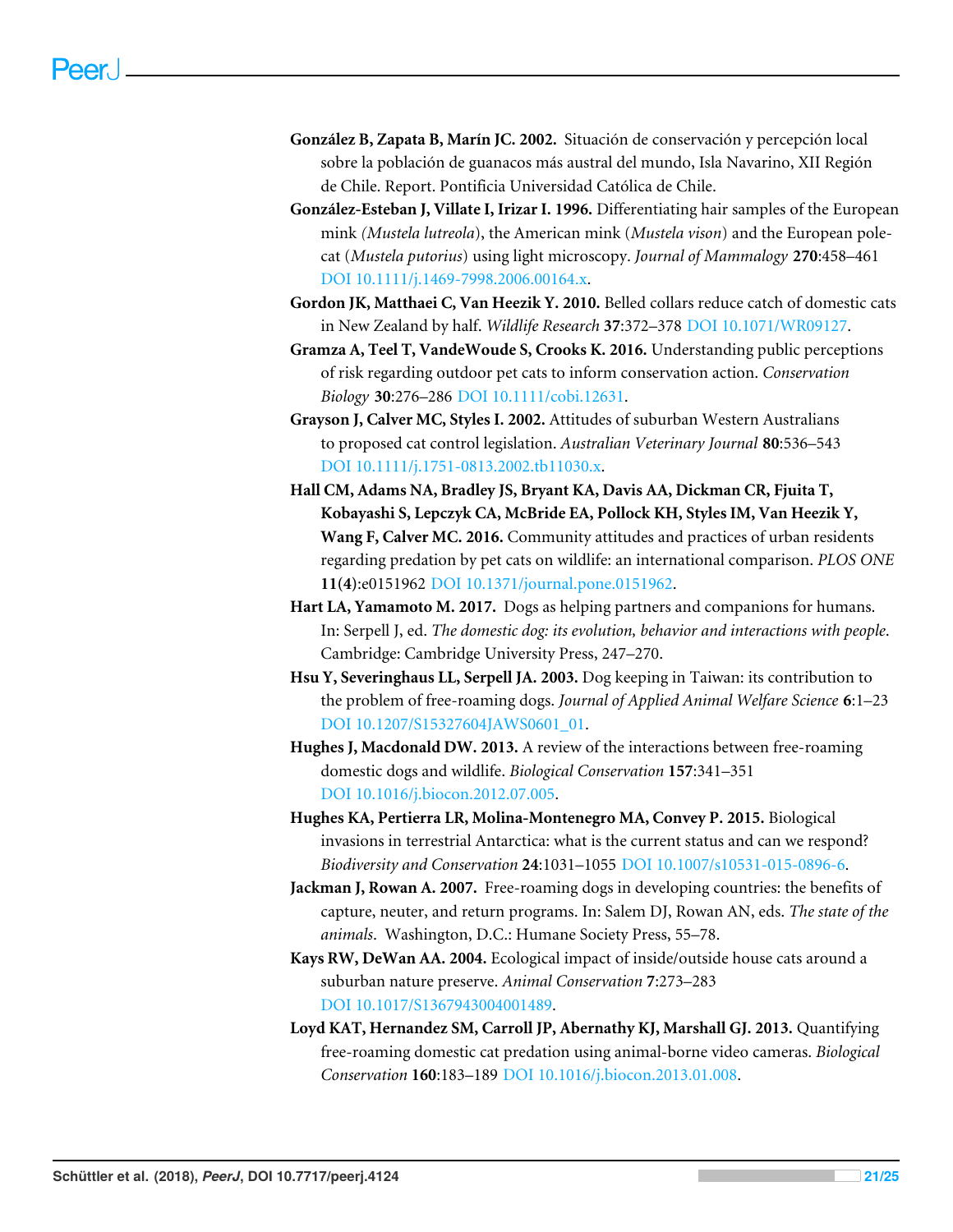**González B, Zapata B, Marín JC. 2002.** Situación de conservación y percepción local sobre la población de guanacos más austral del mundo, Isla Navarino, XII Región de Chile. Report. Pontificia Universidad Católica de Chile.

**González-Esteban J, Villate I, Irizar I. 1996.** Differentiating hair samples of the European mink (*Mustela lutreola*), the American mink (*Mustela vison*) and the European polecat (*Mustela putorius*) using light microscopy. *Journal of Mammalogy* **270**:458–461 DOI 10.1111/j.1469-7998.2006.00164.x.

**Gordon JK, Matthaei C, Van Heezik Y. 2010.** Belled collars reduce catch of domestic cats in New Zealand by half. *Wildlife Research* **37**:372–378 DOI 10.1071/WR09127.

**Gramza A, Teel T, VandeWoude S, Crooks K. 2016.** Understanding public perceptions of risk regarding outdoor pet cats to inform conservation action. *Conservation Biology* **30**:276–286 DOI 10.1111/cobi.12631.

**Grayson J, Calver MC, Styles I. 2002.** Attitudes of suburban Western Australians to proposed cat control legislation. *Australian Veterinary Journal* **80**:536–543 DOI 10.1111/j.1751-0813.2002.tb11030.x.

**Hall CM, Adams NA, Bradley JS, Bryant KA, Davis AA, Dickman CR, Fjuita T, Kobayashi S, Lepczyk CA, McBride EA, Pollock KH, Styles IM, Van Heezik Y, Wang F, Calver MC. 2016.** Community attitudes and practices of urban residents regarding predation by pet cats on wildlife: an international comparison. *PLOS ONE* **11(4)**:e0151962 DOI 10.1371/journal.pone.0151962.

**Hart LA, Yamamoto M. 2017.** Dogs as helping partners and companions for humans. In: Serpell J, ed. *The domestic dog: its evolution, behavior and interactions with people*. Cambridge: Cambridge University Press, 247–270.

**Hsu Y, Severinghaus LL, Serpell JA. 2003.** Dog keeping in Taiwan: its contribution to the problem of free-roaming dogs. *Journal of Applied Animal Welfare Science* **6**:1–23 DOI 10.1207/S15327604JAWS0601_01.

**Hughes J, Macdonald DW. 2013.** A review of the interactions between free-roaming domestic dogs and wildlife. *Biological Conservation* **157**:341–351 DOI 10.1016/j.biocon.2012.07.005.

**Hughes KA, Pertierra LR, Molina-Montenegro MA, Convey P. 2015.** Biological invasions in terrestrial Antarctica: what is the current status and can we respond? *Biodiversity and Conservation* **24**:1031–1055 DOI 10.1007/s10531-015-0896-6.

**Jackman J, Rowan A. 2007.** Free-roaming dogs in developing countries: the benefits of capture, neuter, and return programs. In: Salem DJ, Rowan AN, eds. *The state of the animals*. Washington, D.C.: Humane Society Press, 55–78.

**Kays RW, DeWan AA. 2004.** Ecological impact of inside/outside house cats around a suburban nature preserve. *Animal Conservation* **7**:273–283 DOI 10.1017/S1367943004001489.

**Loyd KAT, Hernandez SM, Carroll JP, Abernathy KJ, Marshall GJ. 2013.** Quantifying free-roaming domestic cat predation using animal-borne video cameras. *Biological Conservation* **160**:183–189 DOI 10.1016/j.biocon.2013.01.008.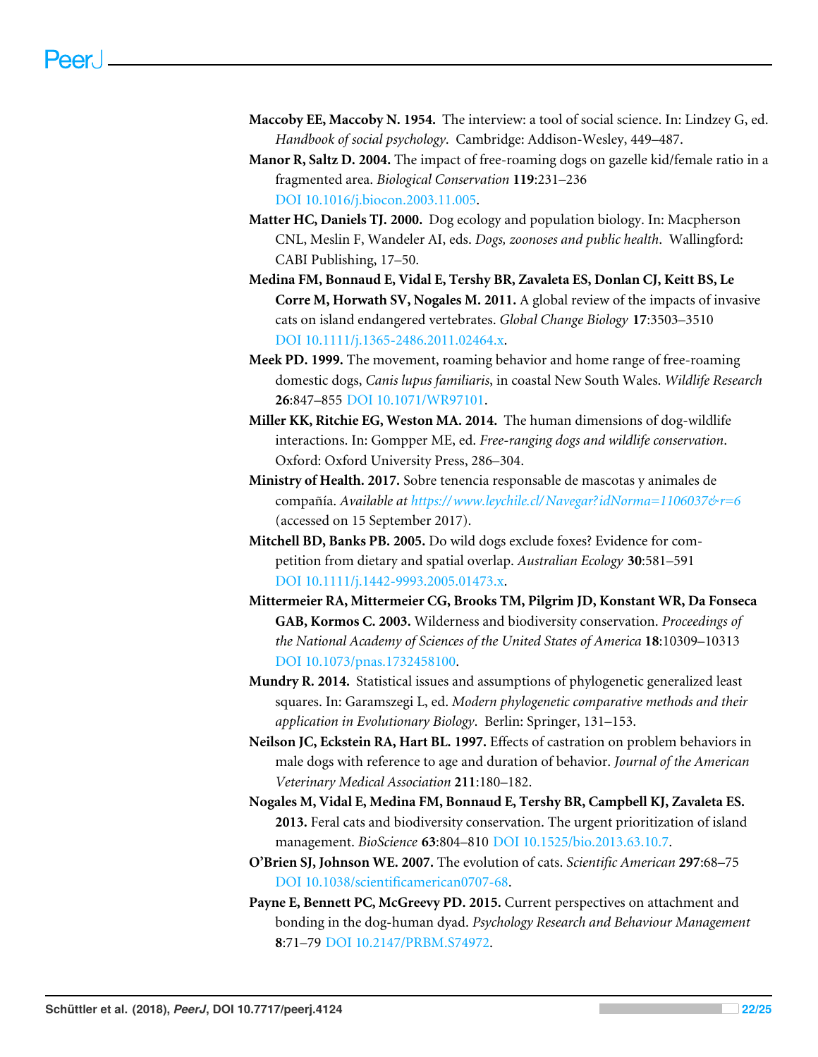**Maccoby EE, Maccoby N. 1954.** The interview: a tool of social science. In: Lindzey G, ed. *Handbook of social psychology*. Cambridge: Addison-Wesley, 449–487.

**Manor R, Saltz D. 2004.** The impact of free-roaming dogs on gazelle kid/female ratio in a fragmented area. *Biological Conservation* **119**:231–236 DOI 10.1016/j.biocon.2003.11.005.

**Matter HC, Daniels TJ. 2000.** Dog ecology and population biology. In: Macpherson CNL, Meslin F, Wandeler AI, eds. *Dogs, zoonoses and public health*. Wallingford: CABI Publishing, 17–50.

**Medina FM, Bonnaud E, Vidal E, Tershy BR, Zavaleta ES, Donlan CJ, Keitt BS, Le Corre M, Horwath SV, Nogales M. 2011.** A global review of the impacts of invasive cats on island endangered vertebrates. *Global Change Biology* **17**:3503–3510 DOI 10.1111/j.1365-2486.2011.02464.x.

**Meek PD. 1999.** The movement, roaming behavior and home range of free-roaming domestic dogs, *Canis lupus familiaris*, in coastal New South Wales. *Wildlife Research* **26**:847–855 DOI 10.1071/WR97101.

**Miller KK, Ritchie EG, Weston MA. 2014.** The human dimensions of dog-wildlife interactions. In: Gompper ME, ed. *Free-ranging dogs and wildlife conservation*. Oxford: Oxford University Press, 286–304.

**Ministry of Health. 2017.** Sobre tenencia responsable de mascotas y animales de compañía. *Available at https://www.leychile.cl/Navegar?idNorma=1106037&r=6* (accessed on 15 September 2017).

**Mitchell BD, Banks PB. 2005.** Do wild dogs exclude foxes? Evidence for competition from dietary and spatial overlap. *Australian Ecology* **30**:581–591 DOI 10.1111/j.1442-9993.2005.01473.x.

**Mittermeier RA, Mittermeier CG, Brooks TM, Pilgrim JD, Konstant WR, Da Fonseca GAB, Kormos C. 2003.** Wilderness and biodiversity conservation. *Proceedings of the National Academy of Sciences of the United States of America* **18**:10309–10313 DOI 10.1073/pnas.1732458100.

**Mundry R. 2014.** Statistical issues and assumptions of phylogenetic generalized least squares. In: Garamszegi L, ed. *Modern phylogenetic comparative methods and their application in Evolutionary Biology*. Berlin: Springer, 131–153.

**Neilson JC, Eckstein RA, Hart BL. 1997.** Effects of castration on problem behaviors in male dogs with reference to age and duration of behavior. *Journal of the American Veterinary Medical Association* **211**:180–182.

**Nogales M, Vidal E, Medina FM, Bonnaud E, Tershy BR, Campbell KJ, Zavaleta ES. 2013.** Feral cats and biodiversity conservation. The urgent prioritization of island management. *BioScience* **63**:804–810 DOI 10.1525/bio.2013.63.10.7.

**O'Brien SJ, Johnson WE. 2007.** The evolution of cats. *Scientific American* **297**:68–75 DOI 10.1038/scientificamerican0707-68.

**Payne E, Bennett PC, McGreevy PD. 2015.** Current perspectives on attachment and bonding in the dog-human dyad. *Psychology Research and Behaviour Management* **8**:71–79 DOI 10.2147/PRBM.S74972.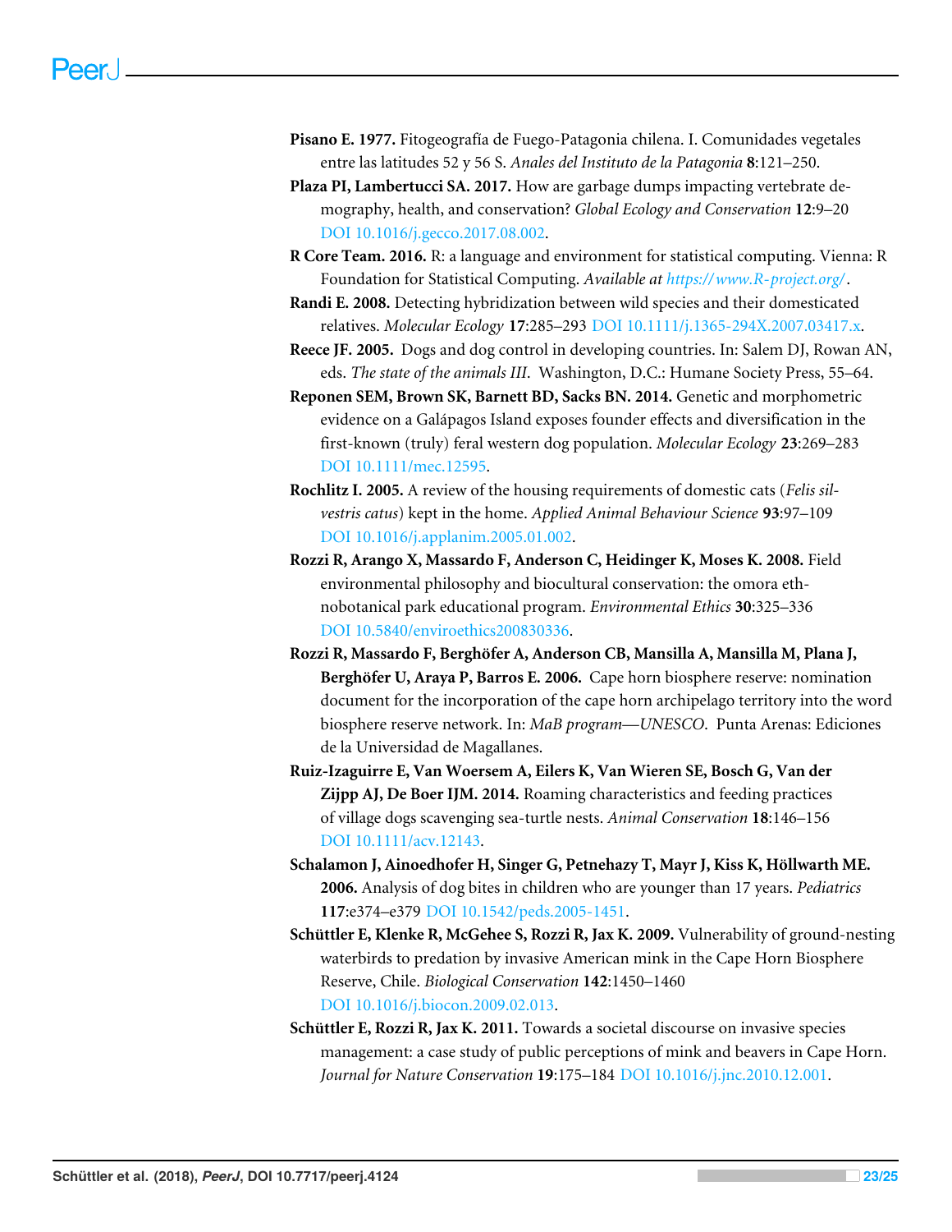**Pisano E. 1977.** Fitogeografía de Fuego-Patagonia chilena. I. Comunidades vegetales entre las latitudes 52 y 56 S. *Anales del Instituto de la Patagonia* **8**:121–250.

**Plaza PI, Lambertucci SA. 2017.** How are garbage dumps impacting vertebrate demography, health, and conservation? *Global Ecology and Conservation* **12**:9–20 DOI 10.1016/j.gecco.2017.08.002.

**R Core Team. 2016.** R: a language and environment for statistical computing. Vienna: R Foundation for Statistical Computing. *Available at https://www.R-project.org/*.

**Randi E. 2008.** Detecting hybridization between wild species and their domesticated relatives. *Molecular Ecology* **17**:285–293 DOI 10.1111/j.1365-294X.2007.03417.x.

**Reece JF. 2005.** Dogs and dog control in developing countries. In: Salem DJ, Rowan AN, eds. *The state of the animals III*. Washington, D.C.: Humane Society Press, 55–64.

**Reponen SEM, Brown SK, Barnett BD, Sacks BN. 2014.** Genetic and morphometric evidence on a Galápagos Island exposes founder effects and diversification in the first-known (truly) feral western dog population. *Molecular Ecology* **23**:269–283 DOI 10.1111/mec.12595.

**Rochlitz I. 2005.** A review of the housing requirements of domestic cats (*Felis silvestris catus*) kept in the home. *Applied Animal Behaviour Science* **93**:97–109 DOI 10.1016/j.applanim.2005.01.002.

**Rozzi R, Arango X, Massardo F, Anderson C, Heidinger K, Moses K. 2008.** Field environmental philosophy and biocultural conservation: the omora ethnobotanical park educational program. *Environmental Ethics* **30**:325–336 DOI 10.5840/enviroethics200830336.

**Rozzi R, Massardo F, Berghöfer A, Anderson CB, Mansilla A, Mansilla M, Plana J, Berghöfer U, Araya P, Barros E. 2006.** Cape horn biosphere reserve: nomination document for the incorporation of the cape horn archipelago territory into the word biosphere reserve network. In: *MaB program—UNESCO*. Punta Arenas: Ediciones de la Universidad de Magallanes.

**Ruiz-Izaguirre E, Van Woersem A, Eilers K, Van Wieren SE, Bosch G, Van der Zijpp AJ, De Boer IJM. 2014.** Roaming characteristics and feeding practices of village dogs scavenging sea-turtle nests. *Animal Conservation* **18**:146–156 DOI 10.1111/acv.12143.

**Schalamon J, Ainoedhofer H, Singer G, Petnehazy T, Mayr J, Kiss K, Höllwarth ME. 2006.** Analysis of dog bites in children who are younger than 17 years. *Pediatrics* **117**:e374–e379 DOI 10.1542/peds.2005-1451.

**Schüttler E, Klenke R, McGehee S, Rozzi R, Jax K. 2009.** Vulnerability of ground-nesting waterbirds to predation by invasive American mink in the Cape Horn Biosphere Reserve, Chile. *Biological Conservation* **142**:1450–1460 DOI 10.1016/j.biocon.2009.02.013.

**Schüttler E, Rozzi R, Jax K. 2011.** Towards a societal discourse on invasive species management: a case study of public perceptions of mink and beavers in Cape Horn. *Journal for Nature Conservation* **19**:175–184 DOI 10.1016/j.jnc.2010.12.001.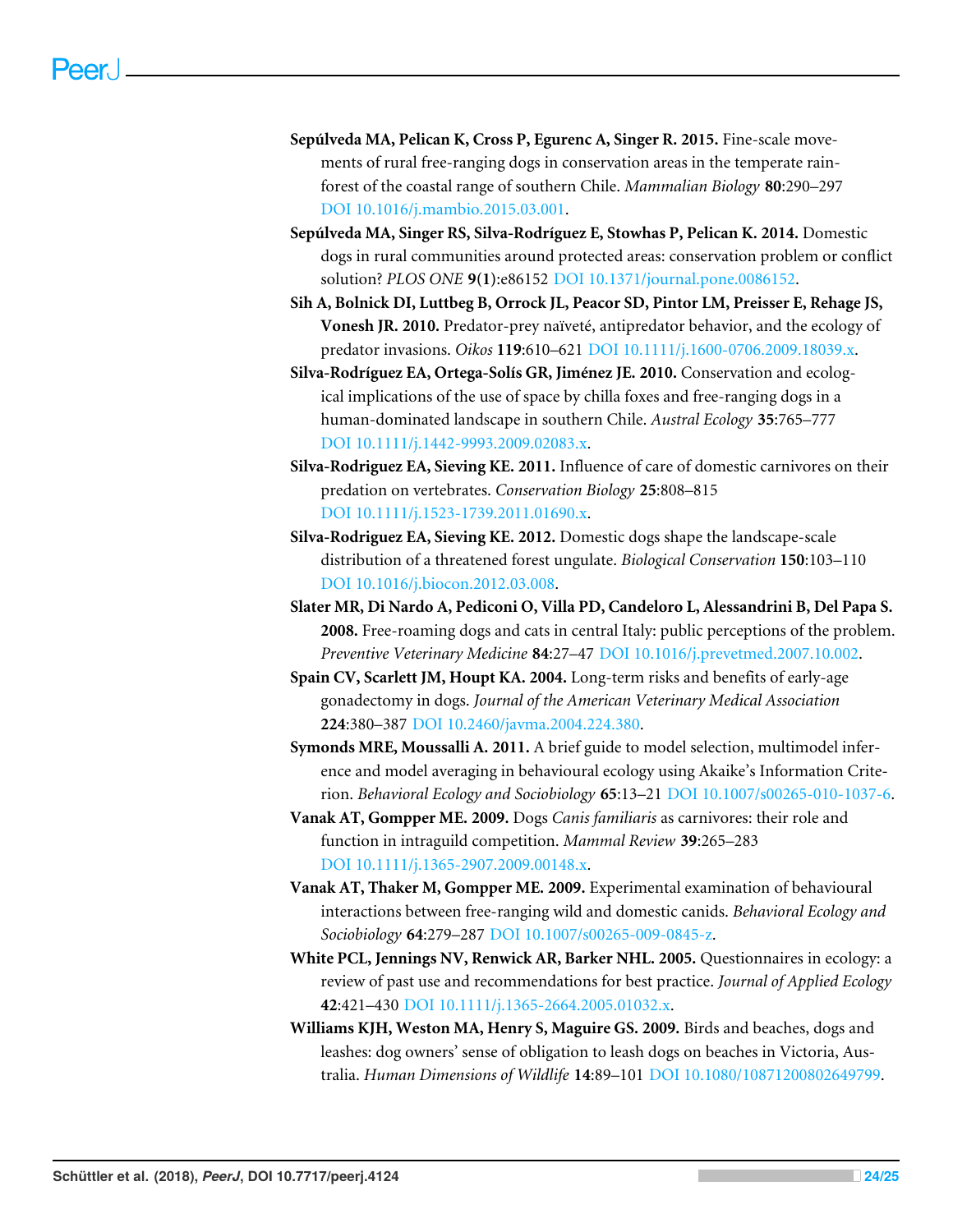**Sepúlveda MA, Pelican K, Cross P, Egurenc A, Singer R. 2015.** Fine-scale movements of rural free-ranging dogs in conservation areas in the temperate rainforest of the coastal range of southern Chile. *Mammalian Biology* **80**:290–297 DOI 10.1016/j.mambio.2015.03.001.

**Sepúlveda MA, Singer RS, Silva-Rodríguez E, Stowhas P, Pelican K. 2014.** Domestic dogs in rural communities around protected areas: conservation problem or conflict solution? *PLOS ONE* **9**(**1**):e86152 DOI 10.1371/journal.pone.0086152.

**Sih A, Bolnick DI, Luttbeg B, Orrock JL, Peacor SD, Pintor LM, Preisser E, Rehage JS, Vonesh JR. 2010.** Predator-prey naïveté, antipredator behavior, and the ecology of predator invasions. *Oikos* **119**:610–621 DOI 10.1111/j.1600-0706.2009.18039.x.

**Silva-Rodríguez EA, Ortega-Solís GR, Jiménez JE. 2010.** Conservation and ecological implications of the use of space by chilla foxes and free-ranging dogs in a human-dominated landscape in southern Chile. *Austral Ecology* **35**:765–777 DOI 10.1111/j.1442-9993.2009.02083.x.

**Silva-Rodriguez EA, Sieving KE. 2011.** Influence of care of domestic carnivores on their predation on vertebrates. *Conservation Biology* **25**:808–815 DOI 10.1111/j.1523-1739.2011.01690.x.

**Silva-Rodriguez EA, Sieving KE. 2012.** Domestic dogs shape the landscape-scale distribution of a threatened forest ungulate. *Biological Conservation* **150**:103–110 DOI 10.1016/j.biocon.2012.03.008.

**Slater MR, Di Nardo A, Pediconi O, Villa PD, Candeloro L, Alessandrini B, Del Papa S. 2008.** Free-roaming dogs and cats in central Italy: public perceptions of the problem. *Preventive Veterinary Medicine* **84**:27–47 DOI 10.1016/j.prevetmed.2007.10.002.

**Spain CV, Scarlett JM, Houpt KA. 2004.** Long-term risks and benefits of early-age gonadectomy in dogs. *Journal of the American Veterinary Medical Association* **224**:380–387 DOI 10.2460/javma.2004.224.380.

**Symonds MRE, Moussalli A. 2011.** A brief guide to model selection, multimodel inference and model averaging in behavioural ecology using Akaike's Information Criterion. *Behavioral Ecology and Sociobiology* **65**:13–21 DOI 10.1007/s00265-010-1037-6.

**Vanak AT, Gompper ME. 2009.** Dogs *Canis familiaris* as carnivores: their role and function in intraguild competition. *Mammal Review* **39**:265–283 DOI 10.1111/j.1365-2907.2009.00148.x.

**Vanak AT, Thaker M, Gompper ME. 2009.** Experimental examination of behavioural interactions between free-ranging wild and domestic canids. *Behavioral Ecology and Sociobiology* **64**:279–287 DOI 10.1007/s00265-009-0845-z.

**White PCL, Jennings NV, Renwick AR, Barker NHL. 2005.** Questionnaires in ecology: a review of past use and recommendations for best practice. *Journal of Applied Ecology* **42**:421–430 DOI 10.1111/j.1365-2664.2005.01032.x.

**Williams KJH, Weston MA, Henry S, Maguire GS. 2009.** Birds and beaches, dogs and leashes: dog owners' sense of obligation to leash dogs on beaches in Victoria, Australia. *Human Dimensions of Wildlife* **14**:89–101 DOI 10.1080/10871200802649799.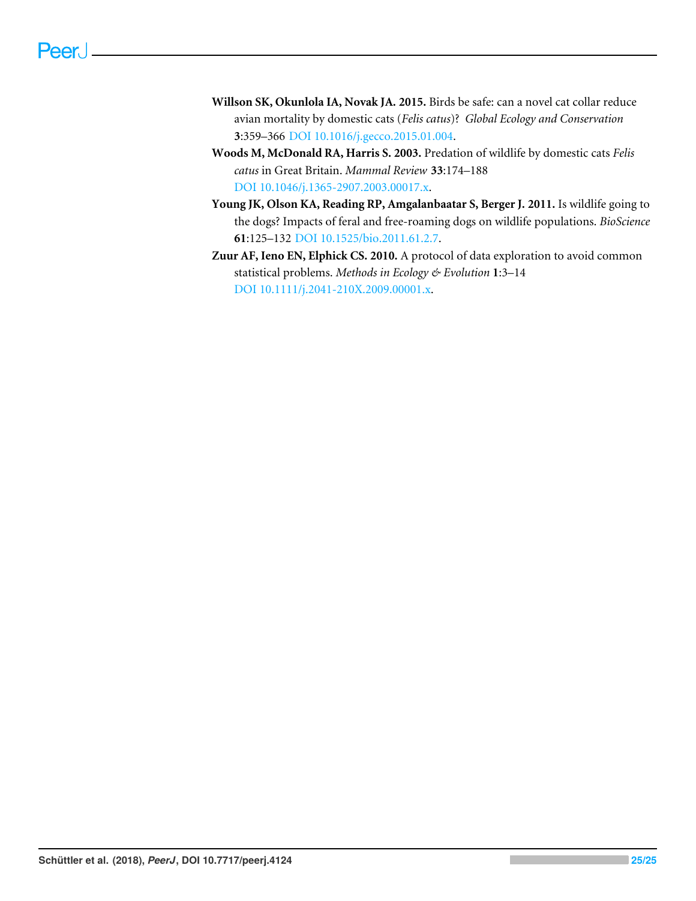**Willson SK, Okunlola IA, Novak JA. 2015.** Birds be safe: can a novel cat collar reduce avian mortality by domestic cats (*Felis catus*)? *Global Ecology and Conservation* **3**:359–366 DOI 10.1016/j.gecco.2015.01.004.

**Woods M, McDonald RA, Harris S. 2003.** Predation of wildlife by domestic cats *Felis catus* in Great Britain. *Mammal Review* **33**:174–188 DOI 10.1046/j.1365-2907.2003.00017.x.

**Young JK, Olson KA, Reading RP, Amgalanbaatar S, Berger J. 2011.** Is wildlife going to the dogs? Impacts of feral and free-roaming dogs on wildlife populations. *BioScience* **61**:125–132 DOI 10.1525/bio.2011.61.2.7.

**Zuur AF, Ieno EN, Elphick CS. 2010.** A protocol of data exploration to avoid common statistical problems. *Methods in Ecology & Evolution* **1**:3–14 DOI 10.1111/j.2041-210X.2009.00001.x.